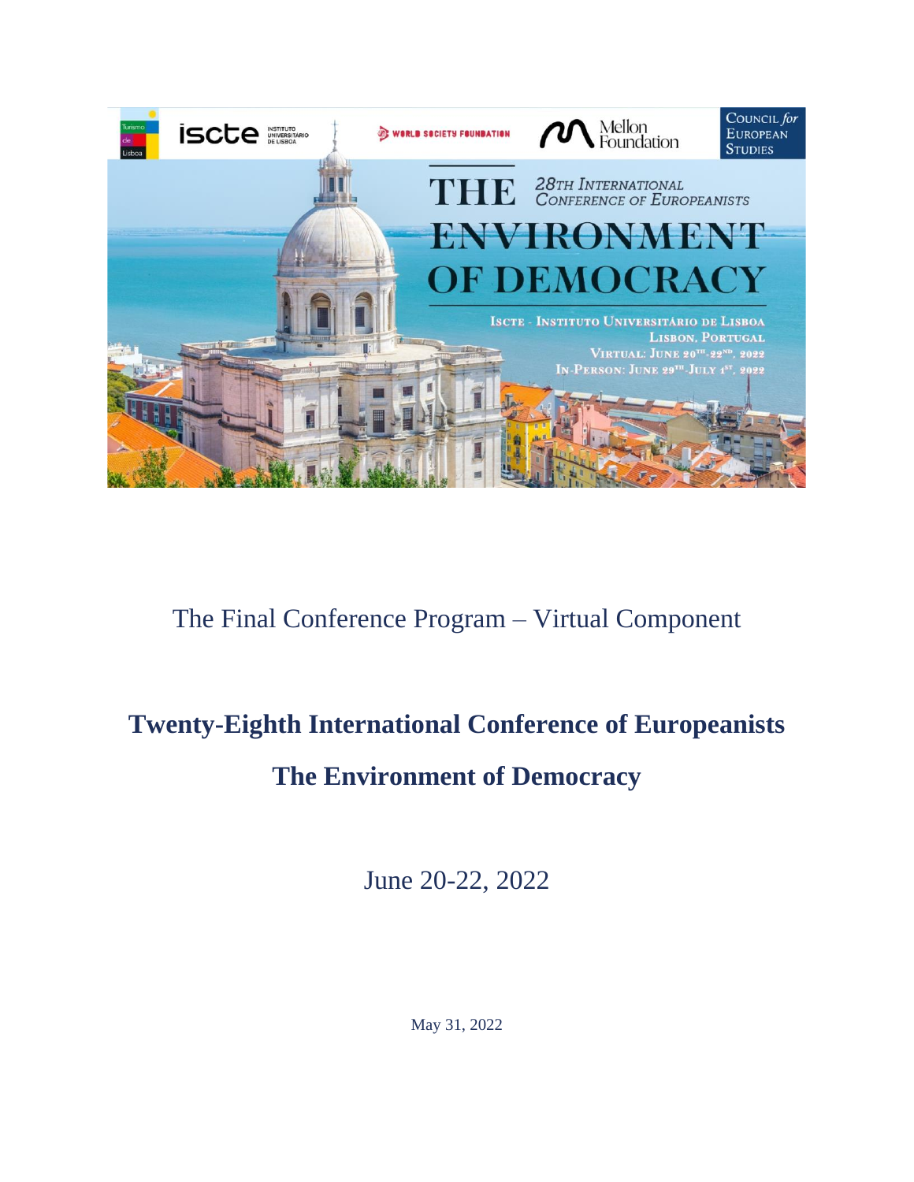Turismo de Lisboa | iscte INSTITUTO UNIVERSITÁRIO DE LISBOA | WORLD SOCIETY FOUNDATION | Mellon Foundation | COUNCIL for EUROPEAN STUDIES

THE ENVIRONMENT OF DEMOCRACY

28TH INTERNATIONAL CONFERENCE OF EUROPEANISTS

ISCTE - INSTITUTO UNIVERSITÁRIO DE LISBOA
LISBON, PORTUGAL
VIRTUAL: JUNE 20TH-22ND, 2022
IN-PERSON: JUNE 29TH-JULY 1ST, 2022

The Final Conference Program – Virtual Component

# Twenty-Eighth International Conference of Europeanists

## The Environment of Democracy

June 20-22, 2022

May 31, 2022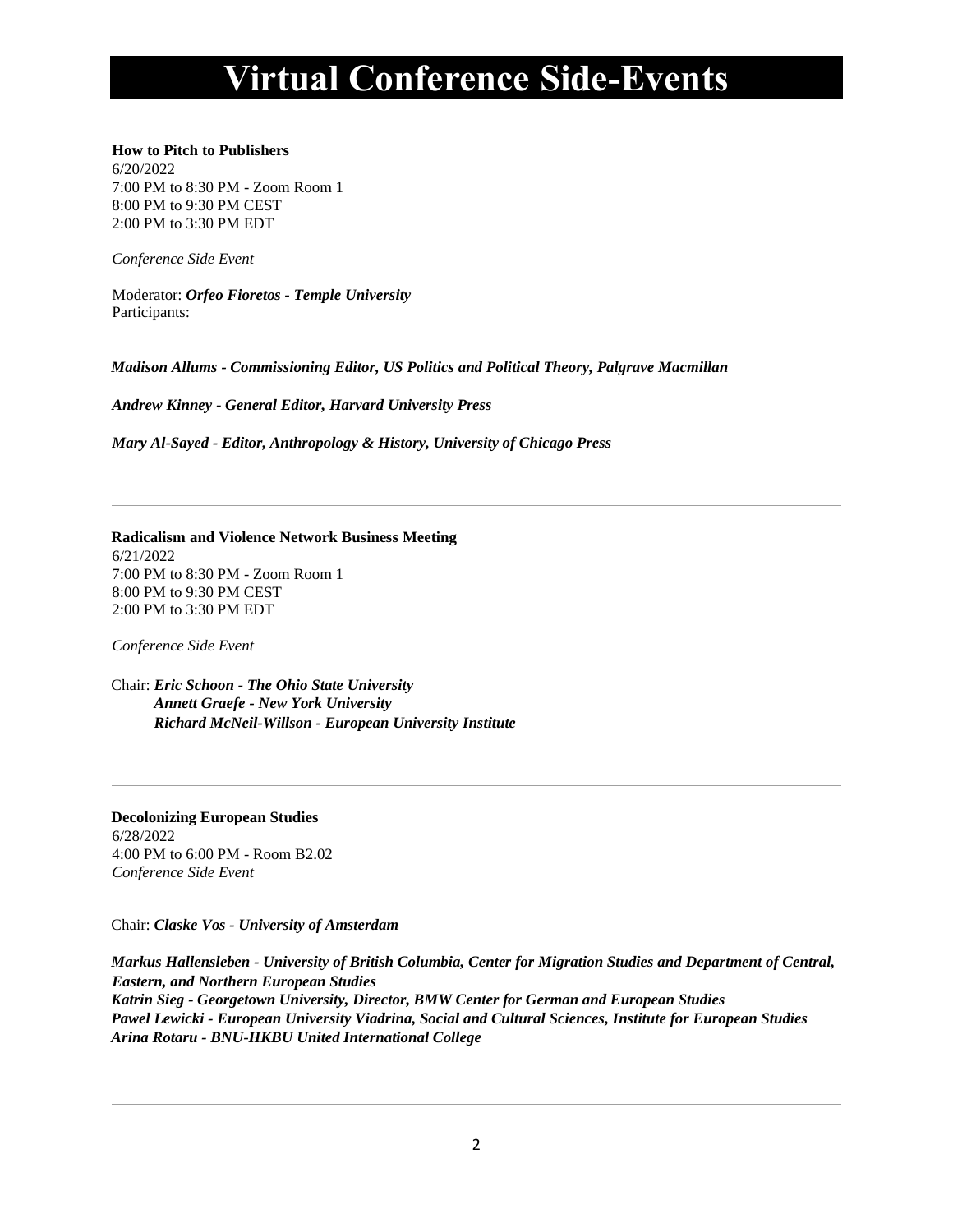# Virtual Conference Side-Events

**How to Pitch to Publishers**
6/20/2022
7:00 PM to 8:30 PM - Zoom Room 1
8:00 PM to 9:30 PM CEST
2:00 PM to 3:30 PM EDT

*Conference Side Event*

Moderator: ***Orfeo Fioretos - Temple University***
Participants:

***Madison Allums - Commissioning Editor, US Politics and Political Theory, Palgrave Macmillan***

***Andrew Kinney - General Editor, Harvard University Press***

***Mary Al-Sayed - Editor, Anthropology & History, University of Chicago Press***

---

**Radicalism and Violence Network Business Meeting**
6/21/2022
7:00 PM to 8:30 PM - Zoom Room 1
8:00 PM to 9:30 PM CEST
2:00 PM to 3:30 PM EDT

*Conference Side Event*

Chair: ***Eric Schoon - The Ohio State University***
***Annett Graefe - New York University***
***Richard McNeil-Willson - European University Institute***

---

**Decolonizing European Studies**
6/28/2022
4:00 PM to 6:00 PM - Room B2.02
*Conference Side Event*

Chair: ***Claske Vos - University of Amsterdam***

***Markus Hallensleben - University of British Columbia, Center for Migration Studies and Department of Central, Eastern, and Northern European Studies***
***Katrin Sieg - Georgetown University, Director, BMW Center for German and European Studies***
***Pawel Lewicki - European University Viadrina, Social and Cultural Sciences, Institute for European Studies***
***Arina Rotaru - BNU-HKBU United International College***

---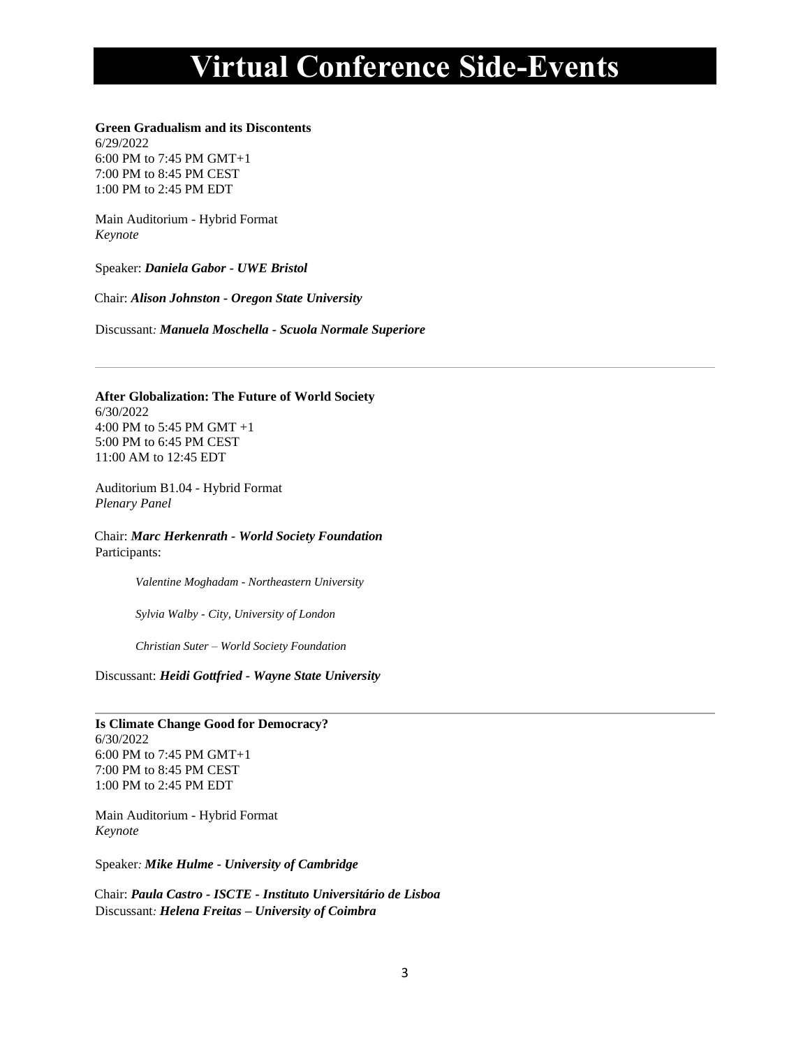# Virtual Conference Side-Events

**Green Gradualism and its Discontents**
6/29/2022
6:00 PM to 7:45 PM GMT+1
7:00 PM to 8:45 PM CEST
1:00 PM to 2:45 PM EDT

Main Auditorium - Hybrid Format
*Keynote*

Speaker: ***Daniela Gabor - UWE Bristol***

Chair: ***Alison Johnston - Oregon State University***

Discussant: ***Manuela Moschella - Scuola Normale Superiore***

---

**After Globalization: The Future of World Society**
6/30/2022
4:00 PM to 5:45 PM GMT +1
5:00 PM to 6:45 PM CEST
11:00 AM to 12:45 EDT

Auditorium B1.04 - Hybrid Format
*Plenary Panel*

Chair: ***Marc Herkenrath - World Society Foundation***
Participants:

- *Valentine Moghadam - Northeastern University*
- *Sylvia Walby - City, University of London*
- *Christian Suter – World Society Foundation*

Discussant: ***Heidi Gottfried - Wayne State University***

---

**Is Climate Change Good for Democracy?**
6/30/2022
6:00 PM to 7:45 PM GMT+1
7:00 PM to 8:45 PM CEST
1:00 PM to 2:45 PM EDT

Main Auditorium - Hybrid Format
*Keynote*

Speaker: ***Mike Hulme - University of Cambridge***

Chair: ***Paula Castro - ISCTE - Instituto Universitário de Lisboa***
Discussant: ***Helena Freitas – University of Coimbra***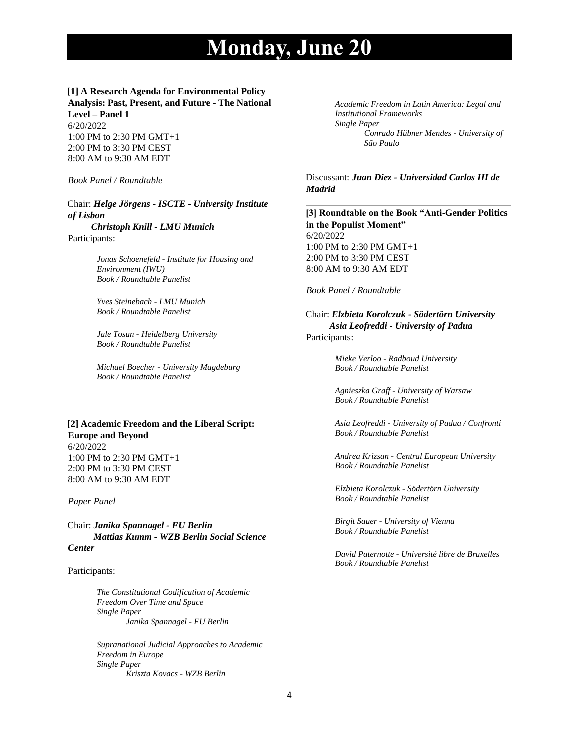# Monday, June 20

**[1] A Research Agenda for Environmental Policy Analysis: Past, Present, and Future - The National Level – Panel 1**
6/20/2022
1:00 PM to 2:30 PM GMT+1
2:00 PM to 3:30 PM CEST
8:00 AM to 9:30 AM EDT

*Book Panel / Roundtable*

Chair: ***Helge Jörgens - ISCTE - University Institute of Lisbon***
***Christoph Knill - LMU Munich***
Participants:

*Jonas Schoenefeld - Institute for Housing and Environment (IWU)*
*Book / Roundtable Panelist*

*Yves Steinebach - LMU Munich*
*Book / Roundtable Panelist*

*Jale Tosun - Heidelberg University*
*Book / Roundtable Panelist*

*Michael Boecher - University Magdeburg*
*Book / Roundtable Panelist*

---

**[2] Academic Freedom and the Liberal Script: Europe and Beyond**
6/20/2022
1:00 PM to 2:30 PM GMT+1
2:00 PM to 3:30 PM CEST
8:00 AM to 9:30 AM EDT

*Paper Panel*

Chair: ***Janika Spannagel - FU Berlin***
***Mattias Kumm - WZB Berlin Social Science Center***

Participants:

*The Constitutional Codification of Academic Freedom Over Time and Space*
*Single Paper*
*Janika Spannagel - FU Berlin*

*Supranational Judicial Approaches to Academic Freedom in Europe*
*Single Paper*
*Kriszta Kovacs - WZB Berlin*

*Academic Freedom in Latin America: Legal and Institutional Frameworks*
*Single Paper*
*Conrado Hübner Mendes - University of São Paulo*

Discussant: ***Juan Diez - Universidad Carlos III de Madrid***

---

**[3] Roundtable on the Book "Anti-Gender Politics in the Populist Moment"**
6/20/2022
1:00 PM to 2:30 PM GMT+1
2:00 PM to 3:30 PM CEST
8:00 AM to 9:30 AM EDT

*Book Panel / Roundtable*

Chair: ***Elzbieta Korolczuk - Södertörn University***
***Asia Leofreddi - University of Padua***
Participants:

*Mieke Verloo - Radboud University*
*Book / Roundtable Panelist*

*Agnieszka Graff - University of Warsaw*
*Book / Roundtable Panelist*

*Asia Leofreddi - University of Padua / Confronti*
*Book / Roundtable Panelist*

*Andrea Krizsan - Central European University*
*Book / Roundtable Panelist*

*Elzbieta Korolczuk - Södertörn University*
*Book / Roundtable Panelist*

*Birgit Sauer - University of Vienna*
*Book / Roundtable Panelist*

*David Paternotte - Université libre de Bruxelles*
*Book / Roundtable Panelist*

---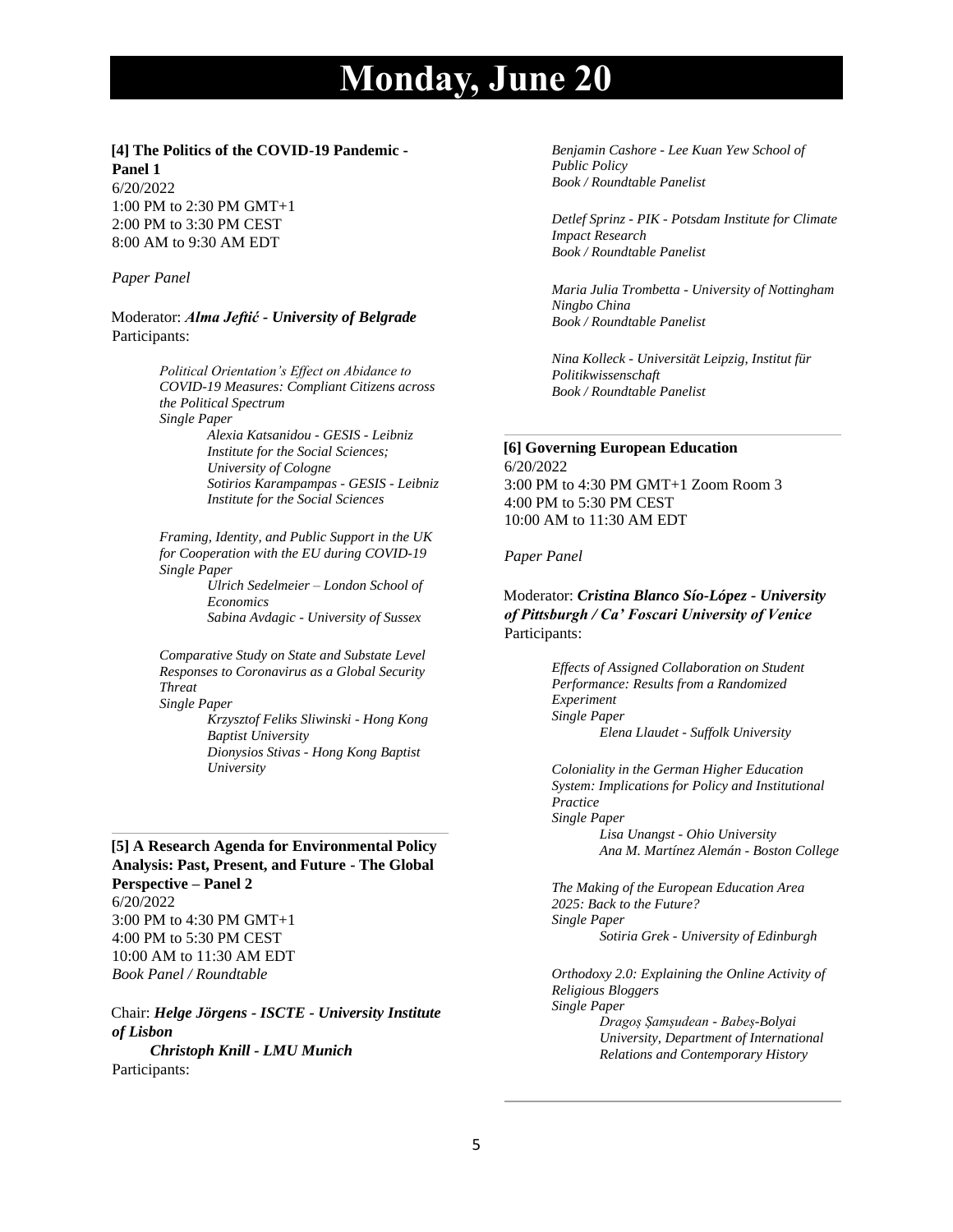# Monday, June 20

**[4] The Politics of the COVID-19 Pandemic - Panel 1**
6/20/2022
1:00 PM to 2:30 PM GMT+1
2:00 PM to 3:30 PM CEST
8:00 AM to 9:30 AM EDT

*Paper Panel*

Moderator: ***Alma Jeftić - University of Belgrade***
Participants:

*Political Orientation's Effect on Abidance to COVID-19 Measures: Compliant Citizens across the Political Spectrum*
*Single Paper*
*Alexia Katsanidou - GESIS - Leibniz Institute for the Social Sciences; University of Cologne*
*Sotirios Karampampas - GESIS - Leibniz Institute for the Social Sciences*

*Framing, Identity, and Public Support in the UK for Cooperation with the EU during COVID-19*
*Single Paper*
*Ulrich Sedelmeier – London School of Economics*
*Sabina Avdagic - University of Sussex*

*Comparative Study on State and Substate Level Responses to Coronavirus as a Global Security Threat*
*Single Paper*
*Krzysztof Feliks Sliwinski - Hong Kong Baptist University*
*Dionysios Stivas - Hong Kong Baptist University*

---

**[5] A Research Agenda for Environmental Policy Analysis: Past, Present, and Future - The Global Perspective – Panel 2**
6/20/2022
3:00 PM to 4:30 PM GMT+1
4:00 PM to 5:30 PM CEST
10:00 AM to 11:30 AM EDT
*Book Panel / Roundtable*

Chair: ***Helge Jörgens - ISCTE - University Institute of Lisbon***
***Christoph Knill - LMU Munich***
Participants:

*Benjamin Cashore - Lee Kuan Yew School of Public Policy*
*Book / Roundtable Panelist*

*Detlef Sprinz - PIK - Potsdam Institute for Climate Impact Research*
*Book / Roundtable Panelist*

*Maria Julia Trombetta - University of Nottingham Ningbo China*
*Book / Roundtable Panelist*

*Nina Kolleck - Universität Leipzig, Institut für Politikwissenschaft*
*Book / Roundtable Panelist*

---

**[6] Governing European Education**
6/20/2022
3:00 PM to 4:30 PM GMT+1 Zoom Room 3
4:00 PM to 5:30 PM CEST
10:00 AM to 11:30 AM EDT

*Paper Panel*

Moderator: ***Cristina Blanco Sío-López - University of Pittsburgh / Ca' Foscari University of Venice***
Participants:

*Effects of Assigned Collaboration on Student Performance: Results from a Randomized Experiment*
*Single Paper*
*Elena Llaudet - Suffolk University*

*Coloniality in the German Higher Education System: Implications for Policy and Institutional Practice*
*Single Paper*
*Lisa Unangst - Ohio University*
*Ana M. Martínez Alemán - Boston College*

*The Making of the European Education Area 2025: Back to the Future?*
*Single Paper*
*Sotiria Grek - University of Edinburgh*

*Orthodoxy 2.0: Explaining the Online Activity of Religious Bloggers*
*Single Paper*
*Dragoș Șamșudean - Babeș-Bolyai University, Department of International Relations and Contemporary History*

---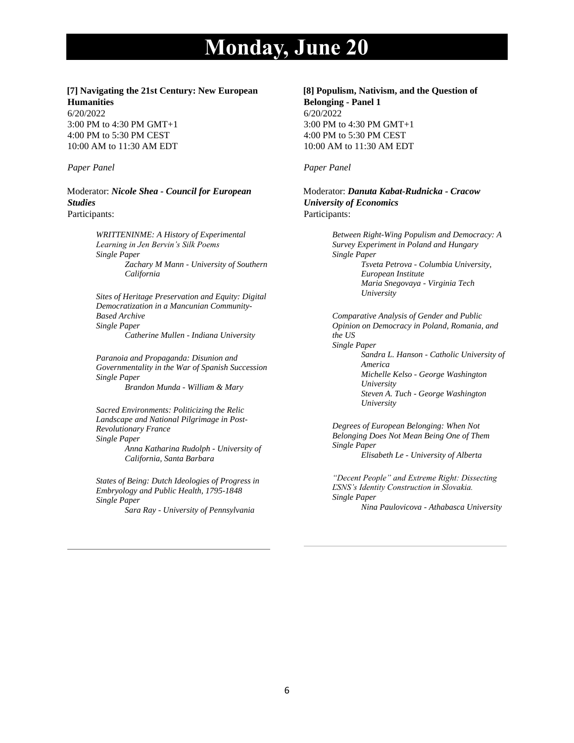# Monday, June 20

**[7] Navigating the 21st Century: New European Humanities**
6/20/2022
3:00 PM to 4:30 PM GMT+1
4:00 PM to 5:30 PM CEST
10:00 AM to 11:30 AM EDT

*Paper Panel*

Moderator: ***Nicole Shea - Council for European Studies***
Participants:

*WRITTENINME: A History of Experimental Learning in Jen Bervin's Silk Poems*
*Single Paper*
*Zachary M Mann - University of Southern California*

*Sites of Heritage Preservation and Equity: Digital Democratization in a Mancunian Community-Based Archive*
*Single Paper*
*Catherine Mullen - Indiana University*

*Paranoia and Propaganda: Disunion and Governmentality in the War of Spanish Succession*
*Single Paper*
*Brandon Munda - William & Mary*

*Sacred Environments: Politicizing the Relic Landscape and National Pilgrimage in Post-Revolutionary France*
*Single Paper*
*Anna Katharina Rudolph - University of California, Santa Barbara*

*States of Being: Dutch Ideologies of Progress in Embryology and Public Health, 1795-1848*
*Single Paper*
*Sara Ray - University of Pennsylvania*

---

**[8] Populism, Nativism, and the Question of Belonging - Panel 1**
6/20/2022
3:00 PM to 4:30 PM GMT+1
4:00 PM to 5:30 PM CEST
10:00 AM to 11:30 AM EDT

*Paper Panel*

Moderator: ***Danuta Kabat-Rudnicka - Cracow University of Economics***
Participants:

*Between Right-Wing Populism and Democracy: A Survey Experiment in Poland and Hungary*
*Single Paper*
*Tsveta Petrova - Columbia University, European Institute*
*Maria Snegovaya - Virginia Tech University*

*Comparative Analysis of Gender and Public Opinion on Democracy in Poland, Romania, and the US*
*Single Paper*
*Sandra L. Hanson - Catholic University of America*
*Michelle Kelso - George Washington University*
*Steven A. Tuch - George Washington University*

*Degrees of European Belonging: When Not Belonging Does Not Mean Being One of Them*
*Single Paper*
*Elisabeth Le - University of Alberta*

*"Decent People" and Extreme Right: Dissecting ĽSNS's Identity Construction in Slovakia.*
*Single Paper*
*Nina Paulovicova - Athabasca University*

---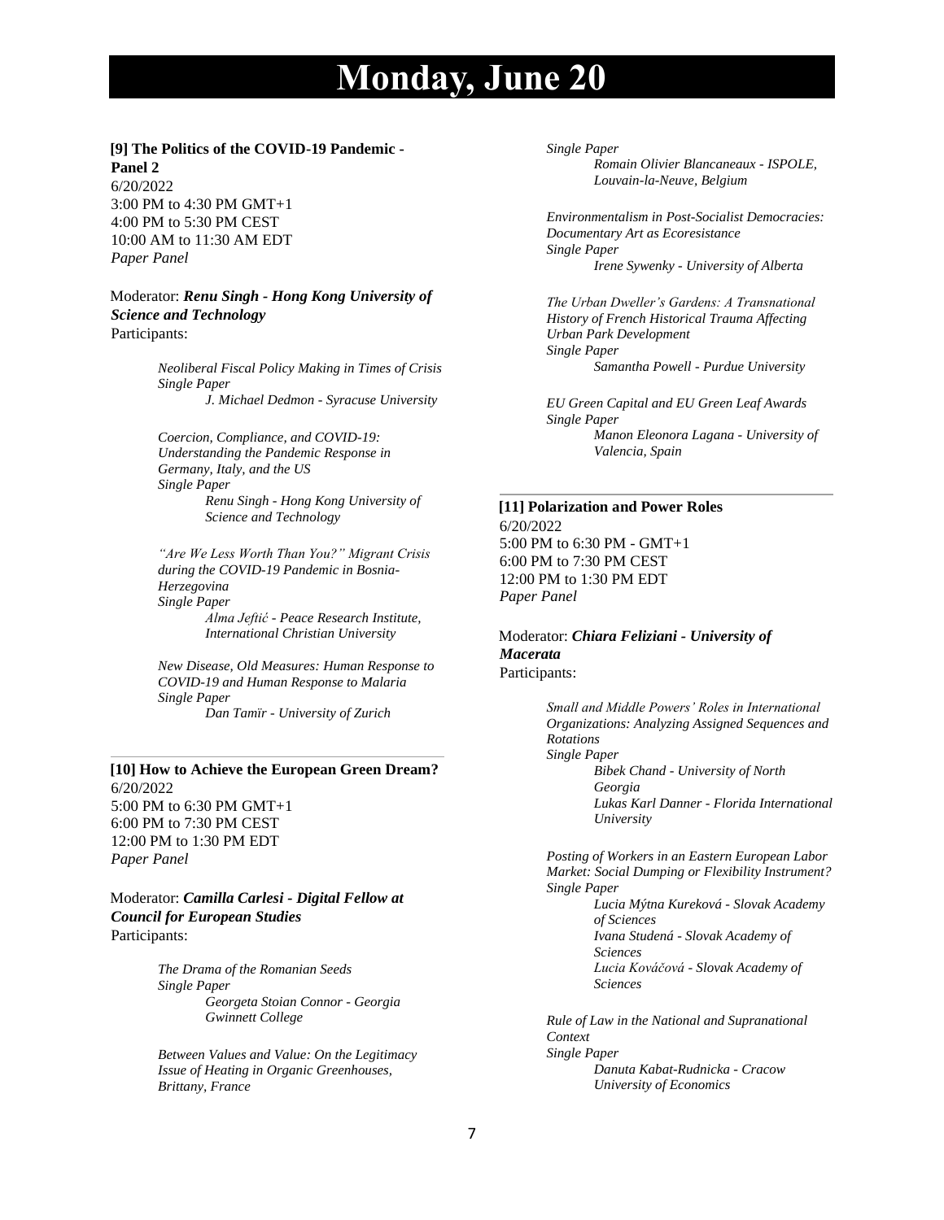# Monday, June 20

**[9] The Politics of the COVID-19 Pandemic - Panel 2**
6/20/2022
3:00 PM to 4:30 PM GMT+1
4:00 PM to 5:30 PM CEST
10:00 AM to 11:30 AM EDT
*Paper Panel*

Moderator: ***Renu Singh - Hong Kong University of Science and Technology***
Participants:

*Neoliberal Fiscal Policy Making in Times of Crisis*
*Single Paper*
*J. Michael Dedmon - Syracuse University*

*Coercion, Compliance, and COVID-19: Understanding the Pandemic Response in Germany, Italy, and the US*
*Single Paper*
*Renu Singh - Hong Kong University of Science and Technology*

*"Are We Less Worth Than You?" Migrant Crisis during the COVID-19 Pandemic in Bosnia-Herzegovina*
*Single Paper*
*Alma Jeftić - Peace Research Institute, International Christian University*

*New Disease, Old Measures: Human Response to COVID-19 and Human Response to Malaria*
*Single Paper*
*Dan Tamïr - University of Zurich*

---

**[10] How to Achieve the European Green Dream?**
6/20/2022
5:00 PM to 6:30 PM GMT+1
6:00 PM to 7:30 PM CEST
12:00 PM to 1:30 PM EDT
*Paper Panel*

Moderator: ***Camilla Carlesi - Digital Fellow at Council for European Studies***
Participants:

*The Drama of the Romanian Seeds*
*Single Paper*
*Georgeta Stoian Connor - Georgia Gwinnett College*

*Between Values and Value: On the Legitimacy Issue of Heating in Organic Greenhouses, Brittany, France*
*Single Paper*
*Romain Olivier Blancaneaux - ISPOLE, Louvain-la-Neuve, Belgium*

*Environmentalism in Post-Socialist Democracies: Documentary Art as Ecoresistance*
*Single Paper*
*Irene Sywenky - University of Alberta*

*The Urban Dweller's Gardens: A Transnational History of French Historical Trauma Affecting Urban Park Development*
*Single Paper*
*Samantha Powell - Purdue University*

*EU Green Capital and EU Green Leaf Awards*
*Single Paper*
*Manon Eleonora Lagana - University of Valencia, Spain*

---

**[11] Polarization and Power Roles**
6/20/2022
5:00 PM to 6:30 PM - GMT+1
6:00 PM to 7:30 PM CEST
12:00 PM to 1:30 PM EDT
*Paper Panel*

Moderator: ***Chiara Feliziani - University of Macerata***
Participants:

*Small and Middle Powers' Roles in International Organizations: Analyzing Assigned Sequences and Rotations*
*Single Paper*
*Bibek Chand - University of North Georgia*
*Lukas Karl Danner - Florida International University*

*Posting of Workers in an Eastern European Labor Market: Social Dumping or Flexibility Instrument?*
*Single Paper*
*Lucia Mýtna Kureková - Slovak Academy of Sciences*
*Ivana Studená - Slovak Academy of Sciences*
*Lucia Kováčová - Slovak Academy of Sciences*

*Rule of Law in the National and Supranational Context*
*Single Paper*
*Danuta Kabat-Rudnicka - Cracow University of Economics*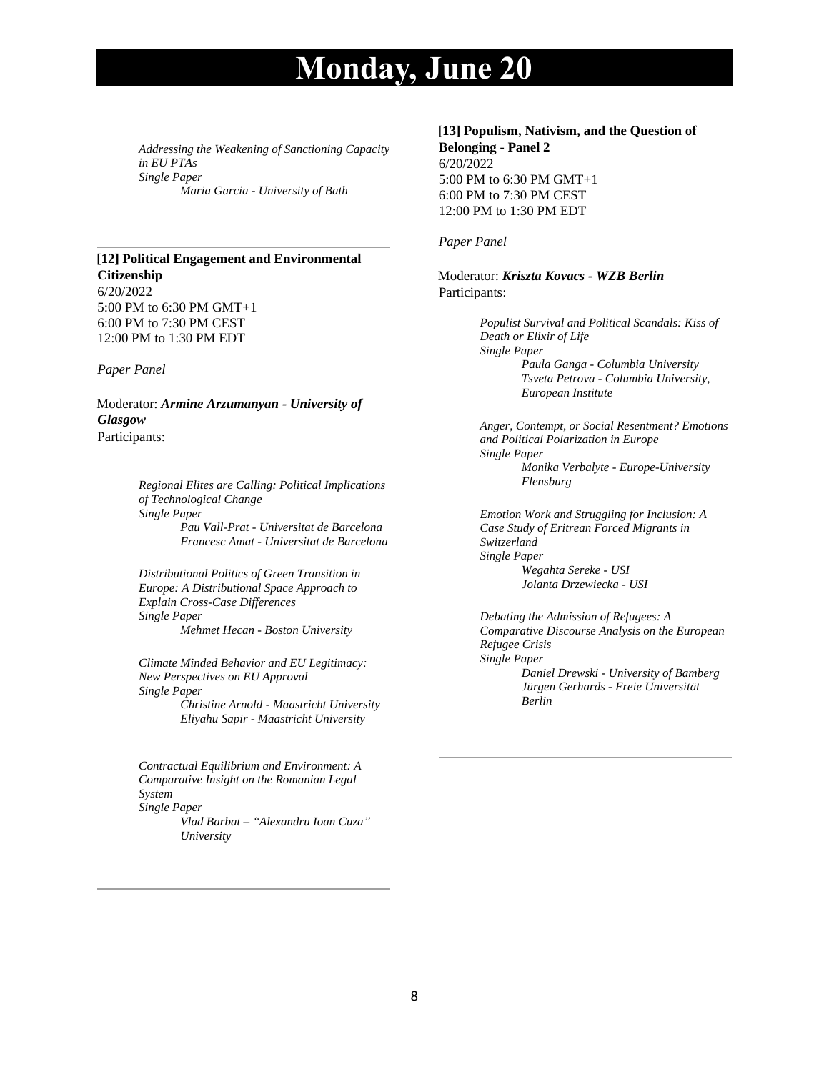# Monday, June 20

*Addressing the Weakening of Sanctioning Capacity in EU PTAs*
*Single Paper*
*Maria Garcia - University of Bath*

---

**[12] Political Engagement and Environmental Citizenship**
6/20/2022
5:00 PM to 6:30 PM GMT+1
6:00 PM to 7:30 PM CEST
12:00 PM to 1:30 PM EDT

*Paper Panel*

Moderator: ***Armine Arzumanyan - University of Glasgow***
Participants:

*Regional Elites are Calling: Political Implications of Technological Change*
*Single Paper*
*Pau Vall-Prat - Universitat de Barcelona*
*Francesc Amat - Universitat de Barcelona*

*Distributional Politics of Green Transition in Europe: A Distributional Space Approach to Explain Cross-Case Differences*
*Single Paper*
*Mehmet Hecan - Boston University*

*Climate Minded Behavior and EU Legitimacy: New Perspectives on EU Approval*
*Single Paper*
*Christine Arnold - Maastricht University*
*Eliyahu Sapir - Maastricht University*

*Contractual Equilibrium and Environment: A Comparative Insight on the Romanian Legal System*
*Single Paper*
*Vlad Barbat – "Alexandru Ioan Cuza" University*

---

**[13] Populism, Nativism, and the Question of Belonging - Panel 2**
6/20/2022
5:00 PM to 6:30 PM GMT+1
6:00 PM to 7:30 PM CEST
12:00 PM to 1:30 PM EDT

*Paper Panel*

Moderator: ***Kriszta Kovacs - WZB Berlin***
Participants:

*Populist Survival and Political Scandals: Kiss of Death or Elixir of Life*
*Single Paper*
*Paula Ganga - Columbia University*
*Tsveta Petrova - Columbia University, European Institute*

*Anger, Contempt, or Social Resentment? Emotions and Political Polarization in Europe*
*Single Paper*
*Monika Verbalyte - Europe-University Flensburg*

*Emotion Work and Struggling for Inclusion: A Case Study of Eritrean Forced Migrants in Switzerland*
*Single Paper*
*Wegahta Sereke - USI*
*Jolanta Drzewiecka - USI*

*Debating the Admission of Refugees: A Comparative Discourse Analysis on the European Refugee Crisis*
*Single Paper*
*Daniel Drewski - University of Bamberg*
*Jürgen Gerhards - Freie Universität Berlin*

---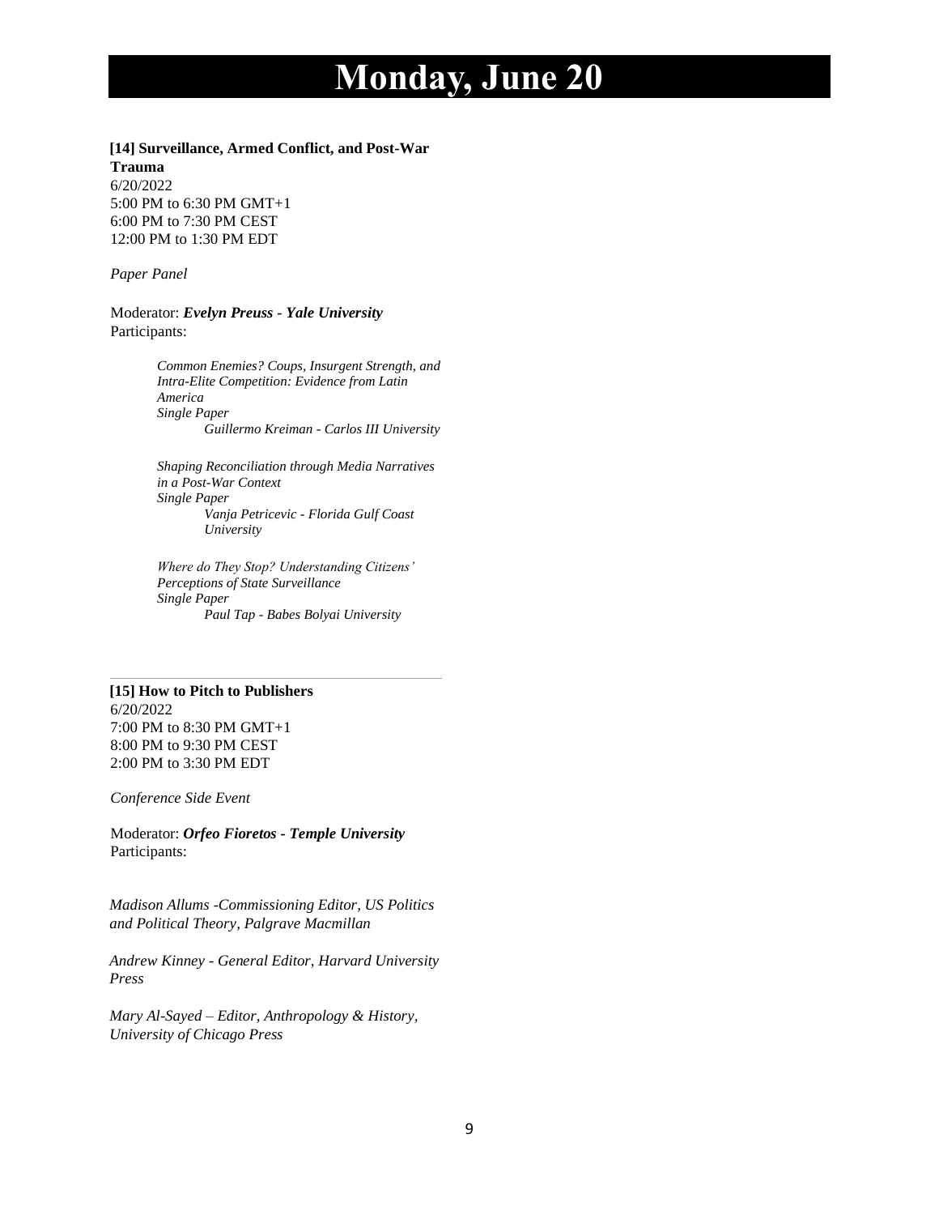# Monday, June 20

**[14] Surveillance, Armed Conflict, and Post-War Trauma**
6/20/2022
5:00 PM to 6:30 PM GMT+1
6:00 PM to 7:30 PM CEST
12:00 PM to 1:30 PM EDT

*Paper Panel*

Moderator: ***Evelyn Preuss - Yale University***
Participants:

> *Common Enemies? Coups, Insurgent Strength, and Intra-Elite Competition: Evidence from Latin America*
> *Single Paper*
> *Guillermo Kreiman - Carlos III University*
>
> *Shaping Reconciliation through Media Narratives in a Post-War Context*
> *Single Paper*
> *Vanja Petricevic - Florida Gulf Coast University*
>
> *Where do They Stop? Understanding Citizens' Perceptions of State Surveillance*
> *Single Paper*
> *Paul Tap - Babes Bolyai University*

---

**[15] How to Pitch to Publishers**
6/20/2022
7:00 PM to 8:30 PM GMT+1
8:00 PM to 9:30 PM CEST
2:00 PM to 3:30 PM EDT

*Conference Side Event*

Moderator: ***Orfeo Fioretos - Temple University***
Participants:

*Madison Allums -Commissioning Editor, US Politics and Political Theory, Palgrave Macmillan*

*Andrew Kinney - General Editor, Harvard University Press*

*Mary Al-Sayed – Editor, Anthropology & History, University of Chicago Press*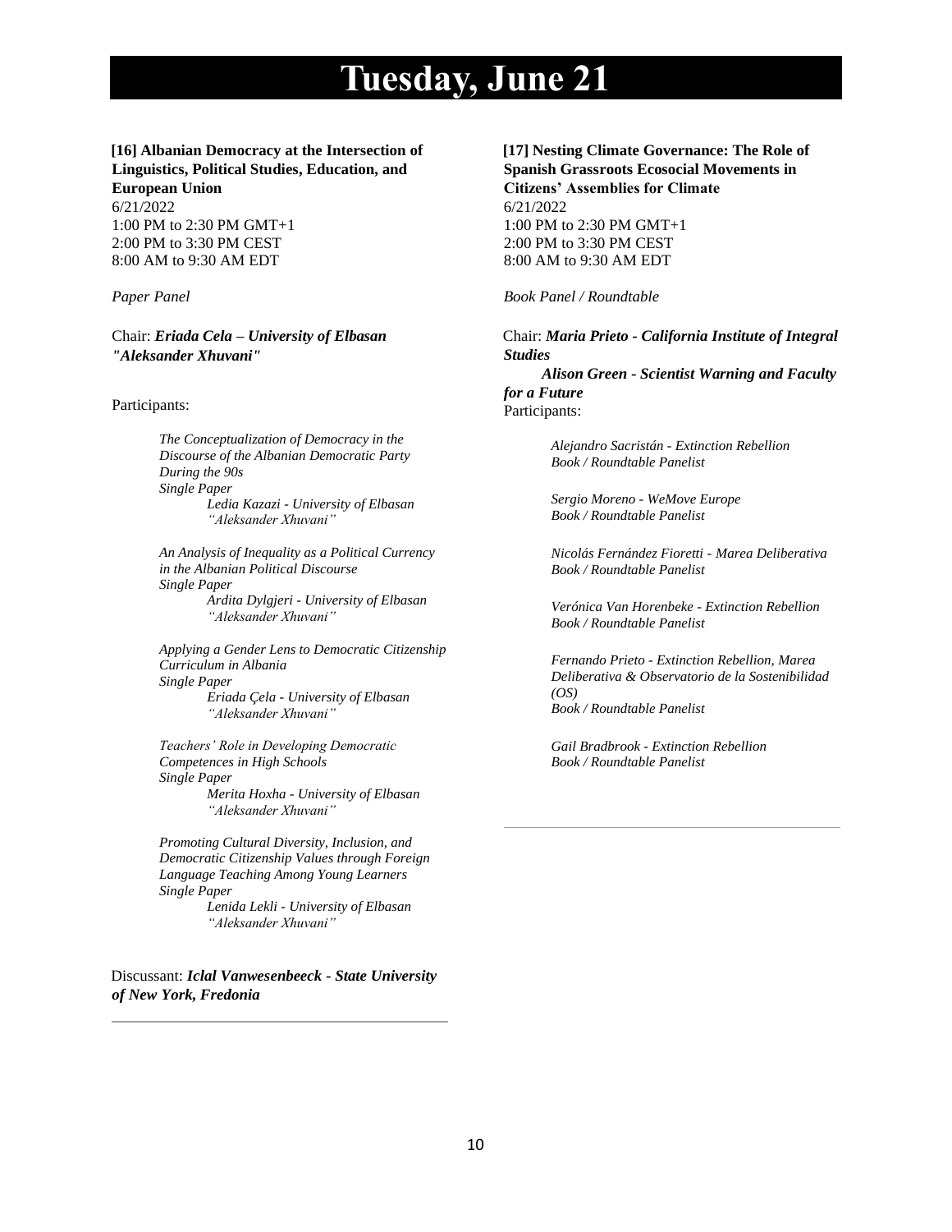# Tuesday, June 21

**[16] Albanian Democracy at the Intersection of Linguistics, Political Studies, Education, and European Union**
6/21/2022
1:00 PM to 2:30 PM GMT+1
2:00 PM to 3:30 PM CEST
8:00 AM to 9:30 AM EDT

*Paper Panel*

Chair: ***Eriada Cela – University of Elbasan "Aleksander Xhuvani"***

Participants:

*The Conceptualization of Democracy in the Discourse of the Albanian Democratic Party During the 90s*
*Single Paper*
*Ledia Kazazi - University of Elbasan "Aleksander Xhuvani"*

*An Analysis of Inequality as a Political Currency in the Albanian Political Discourse*
*Single Paper*
*Ardita Dylgjeri - University of Elbasan "Aleksander Xhuvani"*

*Applying a Gender Lens to Democratic Citizenship Curriculum in Albania*
*Single Paper*
*Eriada Çela - University of Elbasan "Aleksander Xhuvani"*

*Teachers' Role in Developing Democratic Competences in High Schools*
*Single Paper*
*Merita Hoxha - University of Elbasan "Aleksander Xhuvani"*

*Promoting Cultural Diversity, Inclusion, and Democratic Citizenship Values through Foreign Language Teaching Among Young Learners*
*Single Paper*
*Lenida Lekli - University of Elbasan "Aleksander Xhuvani"*

Discussant: ***Iclal Vanwesenbeeck - State University of New York, Fredonia***

---

**[17] Nesting Climate Governance: The Role of Spanish Grassroots Ecosocial Movements in Citizens' Assemblies for Climate**
6/21/2022
1:00 PM to 2:30 PM GMT+1
2:00 PM to 3:30 PM CEST
8:00 AM to 9:30 AM EDT

*Book Panel / Roundtable*

Chair: ***Maria Prieto - California Institute of Integral Studies***
***Alison Green - Scientist Warning and Faculty for a Future***

Participants:

*Alejandro Sacristán - Extinction Rebellion*
*Book / Roundtable Panelist*

*Sergio Moreno - WeMove Europe*
*Book / Roundtable Panelist*

*Nicolás Fernández Fioretti - Marea Deliberativa*
*Book / Roundtable Panelist*

*Verónica Van Horenbeke - Extinction Rebellion*
*Book / Roundtable Panelist*

*Fernando Prieto - Extinction Rebellion, Marea Deliberativa & Observatorio de la Sostenibilidad (OS)*
*Book / Roundtable Panelist*

*Gail Bradbrook - Extinction Rebellion*
*Book / Roundtable Panelist*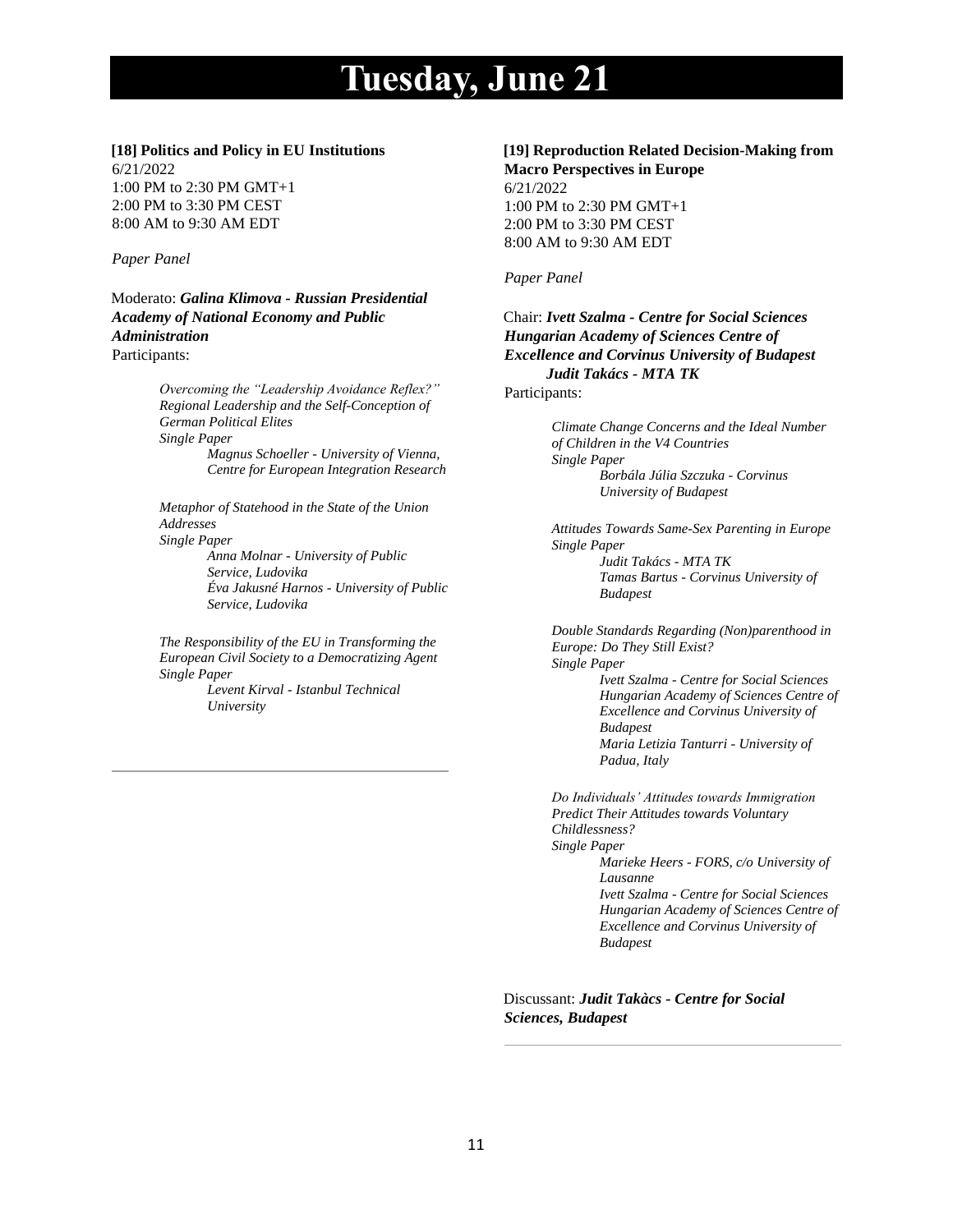# Tuesday, June 21

## [18] Politics and Policy in EU Institutions

6/21/2022
1:00 PM to 2:30 PM GMT+1
2:00 PM to 3:30 PM CEST
8:00 AM to 9:30 AM EDT

*Paper Panel*

Moderato: ***Galina Klimova - Russian Presidential Academy of National Economy and Public Administration***

Participants:

*Overcoming the "Leadership Avoidance Reflex?" Regional Leadership and the Self-Conception of German Political Elites*
*Single Paper*
*Magnus Schoeller - University of Vienna, Centre for European Integration Research*

*Metaphor of Statehood in the State of the Union Addresses*
*Single Paper*
*Anna Molnar - University of Public Service, Ludovika*
*Éva Jakusné Harnos - University of Public Service, Ludovika*

*The Responsibility of the EU in Transforming the European Civil Society to a Democratizing Agent*
*Single Paper*
*Levent Kirval - Istanbul Technical University*

---

## [19] Reproduction Related Decision-Making from Macro Perspectives in Europe

6/21/2022
1:00 PM to 2:30 PM GMT+1
2:00 PM to 3:30 PM CEST
8:00 AM to 9:30 AM EDT

*Paper Panel*

Chair: ***Ivett Szalma - Centre for Social Sciences Hungarian Academy of Sciences Centre of Excellence and Corvinus University of Budapest***
***Judit Takács - MTA TK***

Participants:

*Climate Change Concerns and the Ideal Number of Children in the V4 Countries*
*Single Paper*
*Borbála Júlia Szczuka - Corvinus University of Budapest*

*Attitudes Towards Same-Sex Parenting in Europe*
*Single Paper*
*Judit Takács - MTA TK*
*Tamas Bartus - Corvinus University of Budapest*

*Double Standards Regarding (Non)parenthood in Europe: Do They Still Exist?*
*Single Paper*
*Ivett Szalma - Centre for Social Sciences Hungarian Academy of Sciences Centre of Excellence and Corvinus University of Budapest*
*Maria Letizia Tanturri - University of Padua, Italy*

*Do Individuals' Attitudes towards Immigration Predict Their Attitudes towards Voluntary Childlessness?*
*Single Paper*
*Marieke Heers - FORS, c/o University of Lausanne*
*Ivett Szalma - Centre for Social Sciences Hungarian Academy of Sciences Centre of Excellence and Corvinus University of Budapest*

Discussant: ***Judit Takàcs - Centre for Social Sciences, Budapest***

---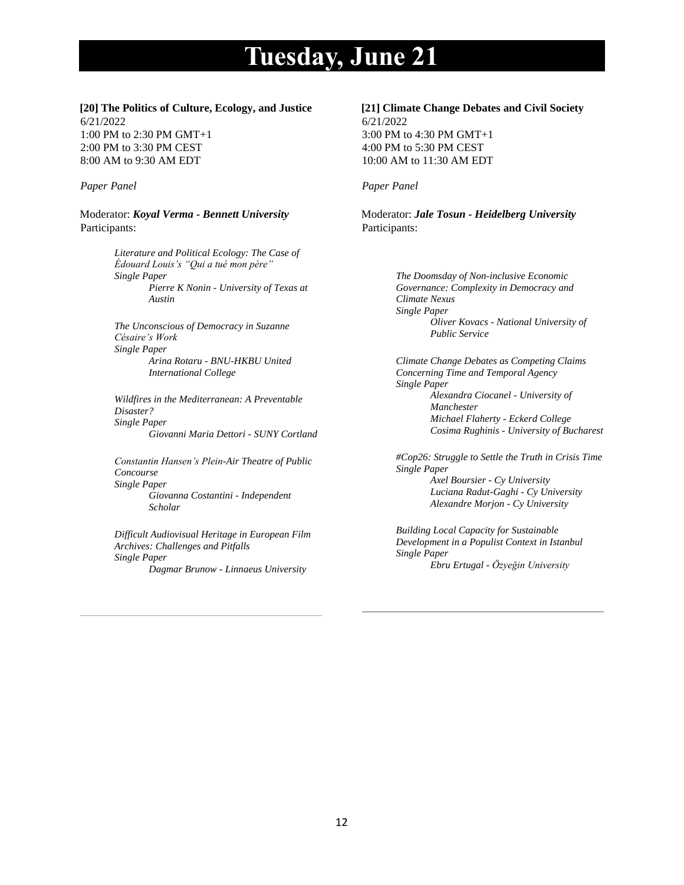# Tuesday, June 21

**[20] The Politics of Culture, Ecology, and Justice**
6/21/2022
1:00 PM to 2:30 PM GMT+1
2:00 PM to 3:30 PM CEST
8:00 AM to 9:30 AM EDT

*Paper Panel*

Moderator: ***Koyal Verma - Bennett University***
Participants:

*Literature and Political Ecology: The Case of Édouard Louis's "Qui a tué mon père"*
*Single Paper*
*Pierre K Nonin - University of Texas at Austin*

*The Unconscious of Democracy in Suzanne Césaire's Work*
*Single Paper*
*Arina Rotaru - BNU-HKBU United International College*

*Wildfires in the Mediterranean: A Preventable Disaster?*
*Single Paper*
*Giovanni Maria Dettori - SUNY Cortland*

*Constantin Hansen's Plein-Air Theatre of Public Concourse*
*Single Paper*
*Giovanna Costantini - Independent Scholar*

*Difficult Audiovisual Heritage in European Film Archives: Challenges and Pitfalls*
*Single Paper*
*Dagmar Brunow - Linnaeus University*

---

**[21] Climate Change Debates and Civil Society**
6/21/2022
3:00 PM to 4:30 PM GMT+1
4:00 PM to 5:30 PM CEST
10:00 AM to 11:30 AM EDT

*Paper Panel*

Moderator: ***Jale Tosun - Heidelberg University***
Participants:

*The Doomsday of Non-inclusive Economic Governance: Complexity in Democracy and Climate Nexus*
*Single Paper*
*Oliver Kovacs - National University of Public Service*

*Climate Change Debates as Competing Claims Concerning Time and Temporal Agency*
*Single Paper*
*Alexandra Ciocanel - University of Manchester*
*Michael Flaherty - Eckerd College*
*Cosima Rughinis - University of Bucharest*

*#Cop26: Struggle to Settle the Truth in Crisis Time*
*Single Paper*
*Axel Boursier - Cy University*
*Luciana Radut-Gaghi - Cy University*
*Alexandre Morjon - Cy University*

*Building Local Capacity for Sustainable Development in a Populist Context in Istanbul*
*Single Paper*
*Ebru Ertugal - Özyeğin University*

---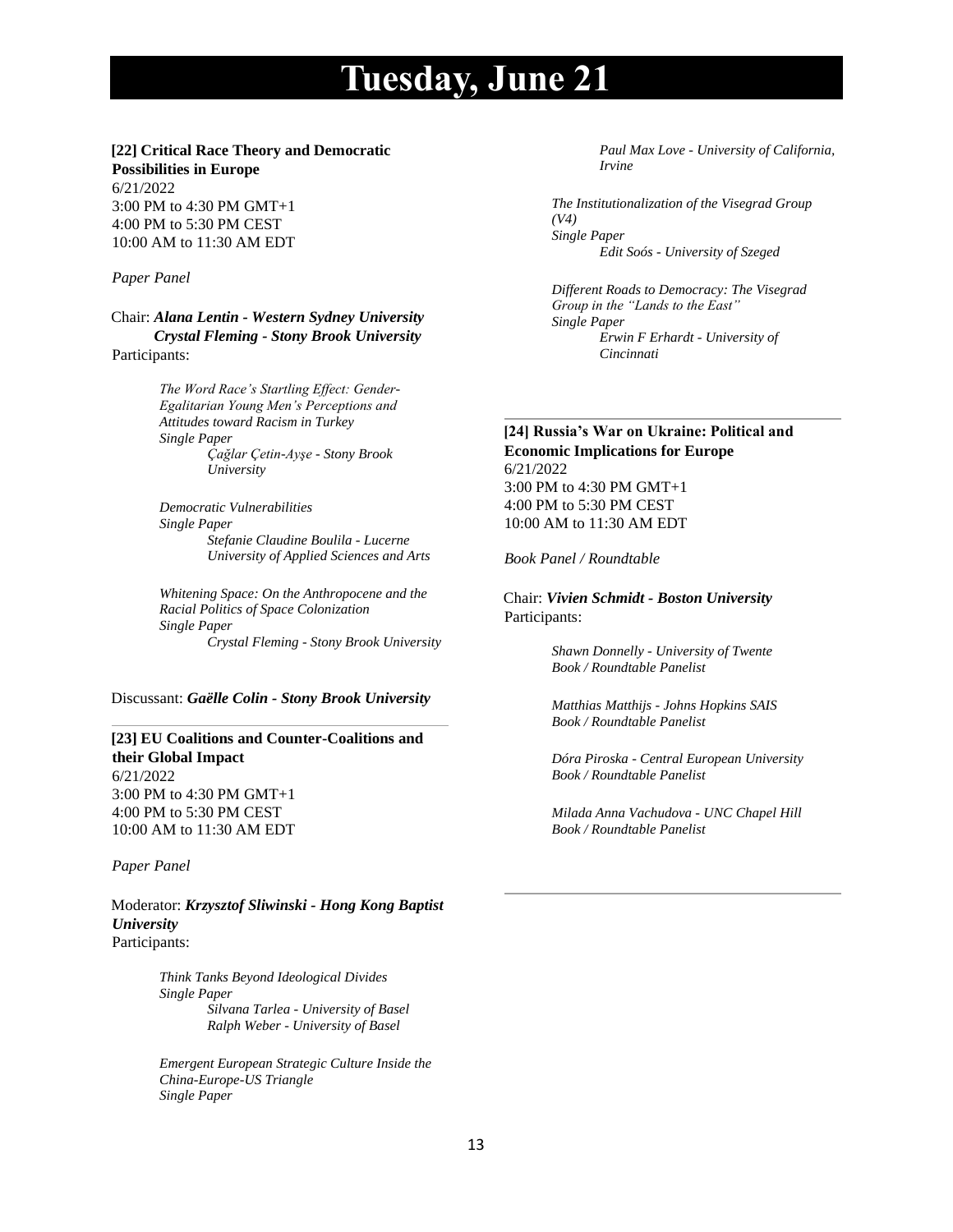# Tuesday, June 21

**[22] Critical Race Theory and Democratic Possibilities in Europe**
6/21/2022
3:00 PM to 4:30 PM GMT+1
4:00 PM to 5:30 PM CEST
10:00 AM to 11:30 AM EDT

*Paper Panel*

Chair: ***Alana Lentin - Western Sydney University***
***Crystal Fleming - Stony Brook University***
Participants:

*The Word Race's Startling Effect: Gender-Egalitarian Young Men's Perceptions and Attitudes toward Racism in Turkey*
*Single Paper*
*Çağlar Çetin-Ayşe - Stony Brook University*

*Democratic Vulnerabilities*
*Single Paper*
*Stefanie Claudine Boulila - Lucerne University of Applied Sciences and Arts*

*Whitening Space: On the Anthropocene and the Racial Politics of Space Colonization*
*Single Paper*
*Crystal Fleming - Stony Brook University*

Discussant: ***Gaëlle Colin - Stony Brook University***

---

**[23] EU Coalitions and Counter-Coalitions and their Global Impact**
6/21/2022
3:00 PM to 4:30 PM GMT+1
4:00 PM to 5:30 PM CEST
10:00 AM to 11:30 AM EDT

*Paper Panel*

Moderator: ***Krzysztof Sliwinski - Hong Kong Baptist University***
Participants:

*Think Tanks Beyond Ideological Divides*
*Single Paper*
*Silvana Tarlea - University of Basel*
*Ralph Weber - University of Basel*

*Emergent European Strategic Culture Inside the China-Europe-US Triangle*
*Single Paper*
*Paul Max Love - University of California, Irvine*

*The Institutionalization of the Visegrad Group (V4)*
*Single Paper*
*Edit Soós - University of Szeged*

*Different Roads to Democracy: The Visegrad Group in the "Lands to the East"*
*Single Paper*
*Erwin F Erhardt - University of Cincinnati*

---

**[24] Russia's War on Ukraine: Political and Economic Implications for Europe**
6/21/2022
3:00 PM to 4:30 PM GMT+1
4:00 PM to 5:30 PM CEST
10:00 AM to 11:30 AM EDT

*Book Panel / Roundtable*

Chair: ***Vivien Schmidt - Boston University***
Participants:

*Shawn Donnelly - University of Twente*
*Book / Roundtable Panelist*

*Matthias Matthijs - Johns Hopkins SAIS*
*Book / Roundtable Panelist*

*Dóra Piroska - Central European University*
*Book / Roundtable Panelist*

*Milada Anna Vachudova - UNC Chapel Hill*
*Book / Roundtable Panelist*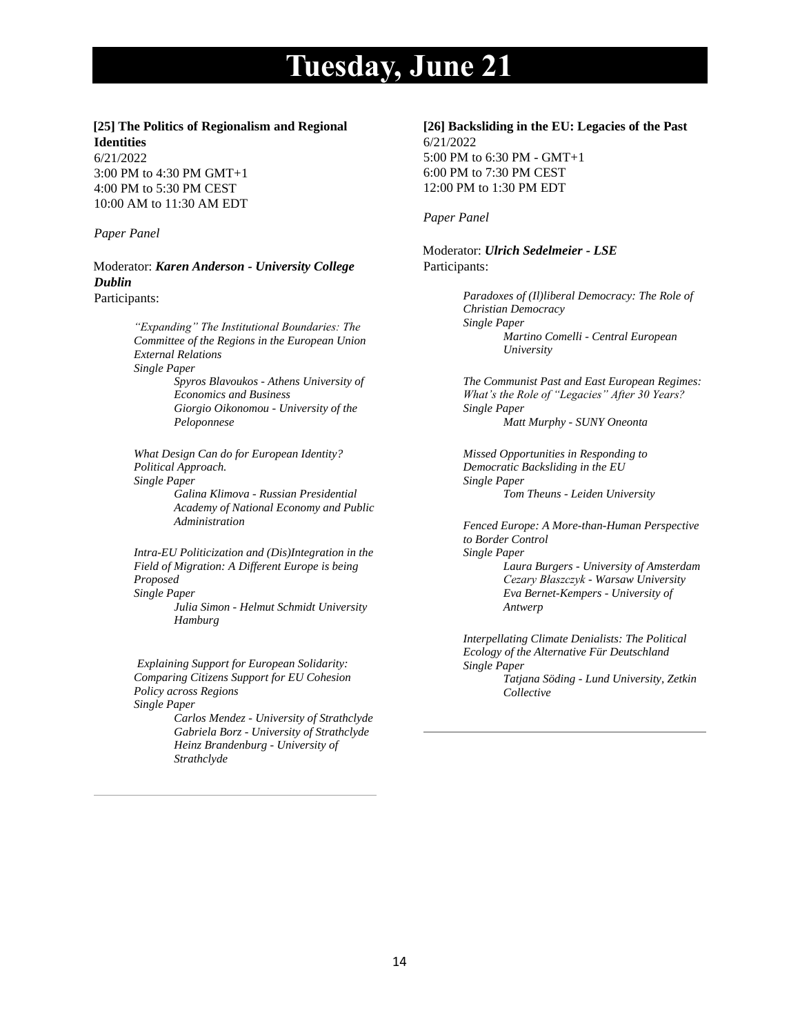# Tuesday, June 21

**[25] The Politics of Regionalism and Regional Identities**
6/21/2022
3:00 PM to 4:30 PM GMT+1
4:00 PM to 5:30 PM CEST
10:00 AM to 11:30 AM EDT

*Paper Panel*

Moderator: ***Karen Anderson - University College Dublin***
Participants:

*"Expanding" The Institutional Boundaries: The Committee of the Regions in the European Union External Relations*
*Single Paper*
*Spyros Blavoukos - Athens University of Economics and Business*
*Giorgio Oikonomou - University of the Peloponnese*

*What Design Can do for European Identity? Political Approach.*
*Single Paper*
*Galina Klimova - Russian Presidential Academy of National Economy and Public Administration*

*Intra-EU Politicization and (Dis)Integration in the Field of Migration: A Different Europe is being Proposed*
*Single Paper*
*Julia Simon - Helmut Schmidt University Hamburg*

*Explaining Support for European Solidarity: Comparing Citizens Support for EU Cohesion Policy across Regions*
*Single Paper*
*Carlos Mendez - University of Strathclyde*
*Gabriela Borz - University of Strathclyde*
*Heinz Brandenburg - University of Strathclyde*

---

**[26] Backsliding in the EU: Legacies of the Past**
6/21/2022
5:00 PM to 6:30 PM - GMT+1
6:00 PM to 7:30 PM CEST
12:00 PM to 1:30 PM EDT

*Paper Panel*

Moderator: ***Ulrich Sedelmeier - LSE***
Participants:

*Paradoxes of (Il)liberal Democracy: The Role of Christian Democracy*
*Single Paper*
*Martino Comelli - Central European University*

*The Communist Past and East European Regimes: What's the Role of "Legacies" After 30 Years?*
*Single Paper*
*Matt Murphy - SUNY Oneonta*

*Missed Opportunities in Responding to Democratic Backsliding in the EU*
*Single Paper*
*Tom Theuns - Leiden University*

*Fenced Europe: A More-than-Human Perspective to Border Control*
*Single Paper*
*Laura Burgers - University of Amsterdam*
*Cezary Błaszczyk - Warsaw University*
*Eva Bernet-Kempers - University of Antwerp*

*Interpellating Climate Denialists: The Political Ecology of the Alternative Für Deutschland*
*Single Paper*
*Tatjana Söding - Lund University, Zetkin Collective*

---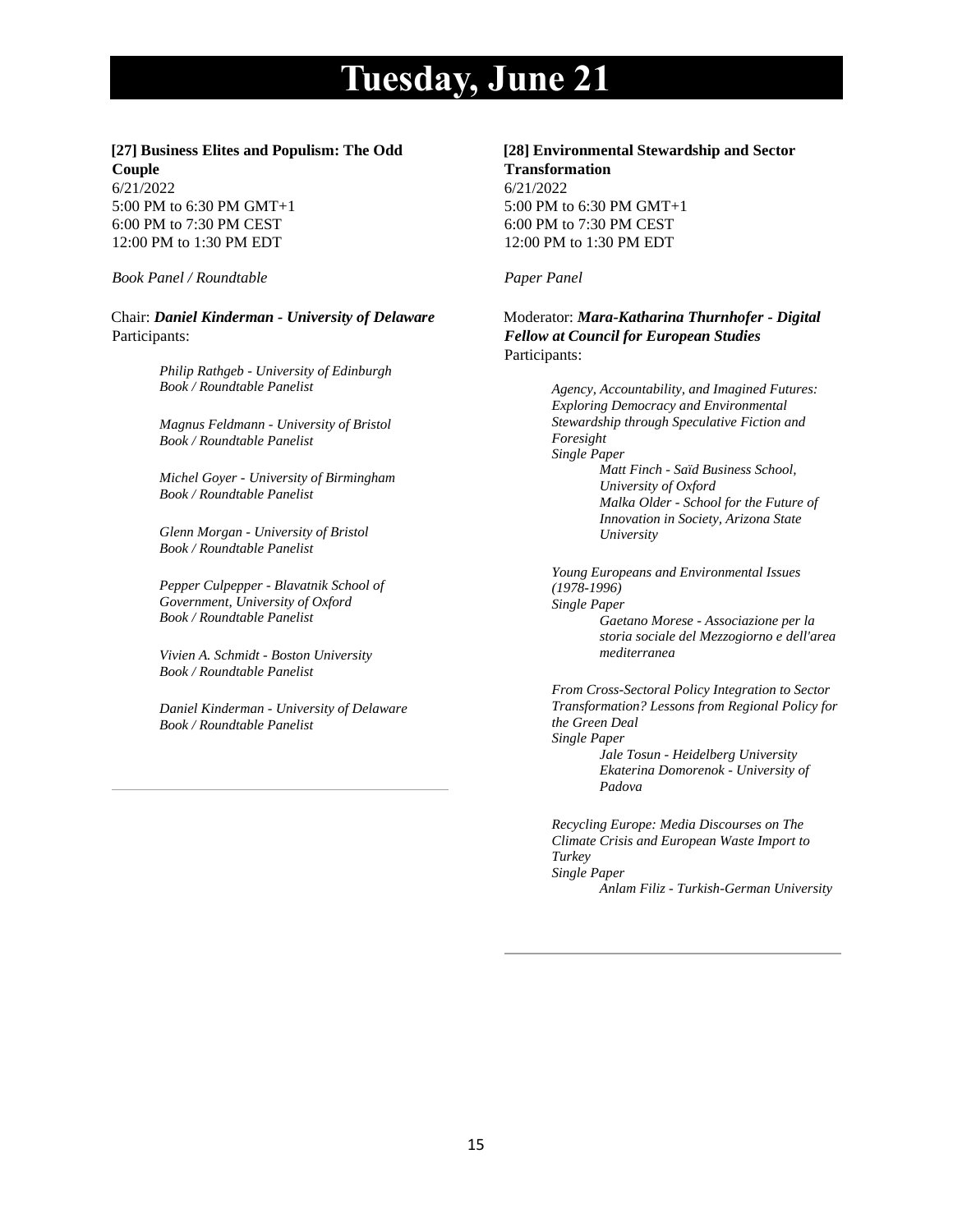# Tuesday, June 21

**[27] Business Elites and Populism: The Odd Couple**
6/21/2022
5:00 PM to 6:30 PM GMT+1
6:00 PM to 7:30 PM CEST
12:00 PM to 1:30 PM EDT

*Book Panel / Roundtable*

Chair: ***Daniel Kinderman - University of Delaware***
Participants:

> *Philip Rathgeb - University of Edinburgh*
> *Book / Roundtable Panelist*
>
> *Magnus Feldmann - University of Bristol*
> *Book / Roundtable Panelist*
>
> *Michel Goyer - University of Birmingham*
> *Book / Roundtable Panelist*
>
> *Glenn Morgan - University of Bristol*
> *Book / Roundtable Panelist*
>
> *Pepper Culpepper - Blavatnik School of Government, University of Oxford*
> *Book / Roundtable Panelist*
>
> *Vivien A. Schmidt - Boston University*
> *Book / Roundtable Panelist*
>
> *Daniel Kinderman - University of Delaware*
> *Book / Roundtable Panelist*

---

**[28] Environmental Stewardship and Sector Transformation**
6/21/2022
5:00 PM to 6:30 PM GMT+1
6:00 PM to 7:30 PM CEST
12:00 PM to 1:30 PM EDT

*Paper Panel*

Moderator: ***Mara-Katharina Thurnhofer - Digital Fellow at Council for European Studies***
Participants:

> *Agency, Accountability, and Imagined Futures: Exploring Democracy and Environmental Stewardship through Speculative Fiction and Foresight*
> *Single Paper*
>> *Matt Finch - Saïd Business School, University of Oxford*
>> *Malka Older - School for the Future of Innovation in Society, Arizona State University*
>
> *Young Europeans and Environmental Issues (1978-1996)*
> *Single Paper*
>> *Gaetano Morese - Associazione per la storia sociale del Mezzogiorno e dell'area mediterranea*
>
> *From Cross-Sectoral Policy Integration to Sector Transformation? Lessons from Regional Policy for the Green Deal*
> *Single Paper*
>> *Jale Tosun - Heidelberg University*
>> *Ekaterina Domorenok - University of Padova*
>
> *Recycling Europe: Media Discourses on The Climate Crisis and European Waste Import to Turkey*
> *Single Paper*
>> *Anlam Filiz - Turkish-German University*

---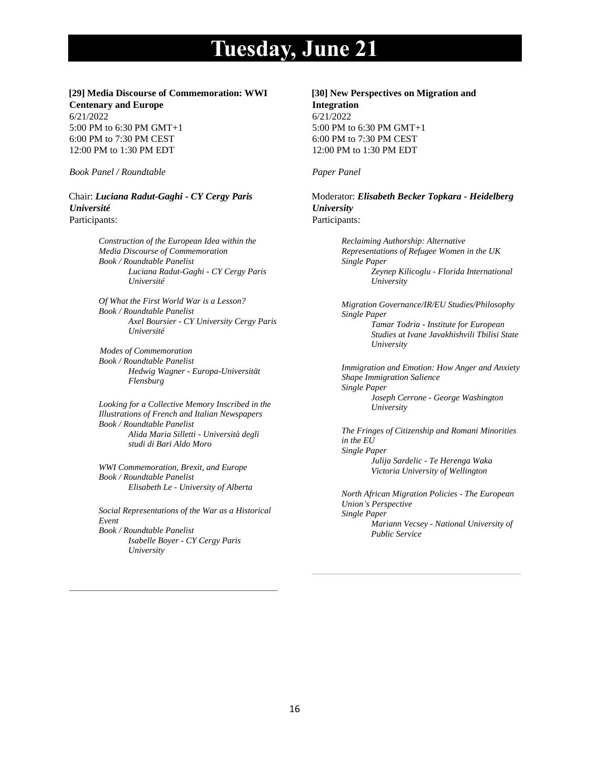# Tuesday, June 21

## [29] Media Discourse of Commemoration: WWI Centenary and Europe

6/21/2022
5:00 PM to 6:30 PM GMT+1
6:00 PM to 7:30 PM CEST
12:00 PM to 1:30 PM EDT

*Book Panel / Roundtable*

Chair: ***Luciana Radut-Gaghi - CY Cergy Paris Université***
Participants:

*Construction of the European Idea within the Media Discourse of Commemoration*
*Book / Roundtable Panelist*
*Luciana Radut-Gaghi - CY Cergy Paris Université*

*Of What the First World War is a Lesson?*
*Book / Roundtable Panelist*
*Axel Boursier - CY University Cergy Paris Université*

*Modes of Commemoration*
*Book / Roundtable Panelist*
*Hedwig Wagner - Europa-Universität Flensburg*

*Looking for a Collective Memory Inscribed in the Illustrations of French and Italian Newspapers*
*Book / Roundtable Panelist*
*Alida Maria Silletti - Università degli studi di Bari Aldo Moro*

*WWI Commemoration, Brexit, and Europe*
*Book / Roundtable Panelist*
*Elisabeth Le - University of Alberta*

*Social Representations of the War as a Historical Event*
*Book / Roundtable Panelist*
*Isabelle Boyer - CY Cergy Paris University*

## [30] New Perspectives on Migration and Integration

6/21/2022
5:00 PM to 6:30 PM GMT+1
6:00 PM to 7:30 PM CEST
12:00 PM to 1:30 PM EDT

*Paper Panel*

Moderator: ***Elisabeth Becker Topkara - Heidelberg University***
Participants:

*Reclaiming Authorship: Alternative Representations of Refugee Women in the UK*
*Single Paper*
*Zeynep Kilicoglu - Florida International University*

*Migration Governance/IR/EU Studies/Philosophy*
*Single Paper*
*Tamar Todria - Institute for European Studies at Ivane Javakhishvili Tbilisi State University*

*Immigration and Emotion: How Anger and Anxiety Shape Immigration Salience*
*Single Paper*
*Joseph Cerrone - George Washington University*

*The Fringes of Citizenship and Romani Minorities in the EU*
*Single Paper*
*Julija Sardelic - Te Herenga Waka Victoria University of Wellington*

*North African Migration Policies - The European Union's Perspective*
*Single Paper*
*Mariann Vecsey - National University of Public Service*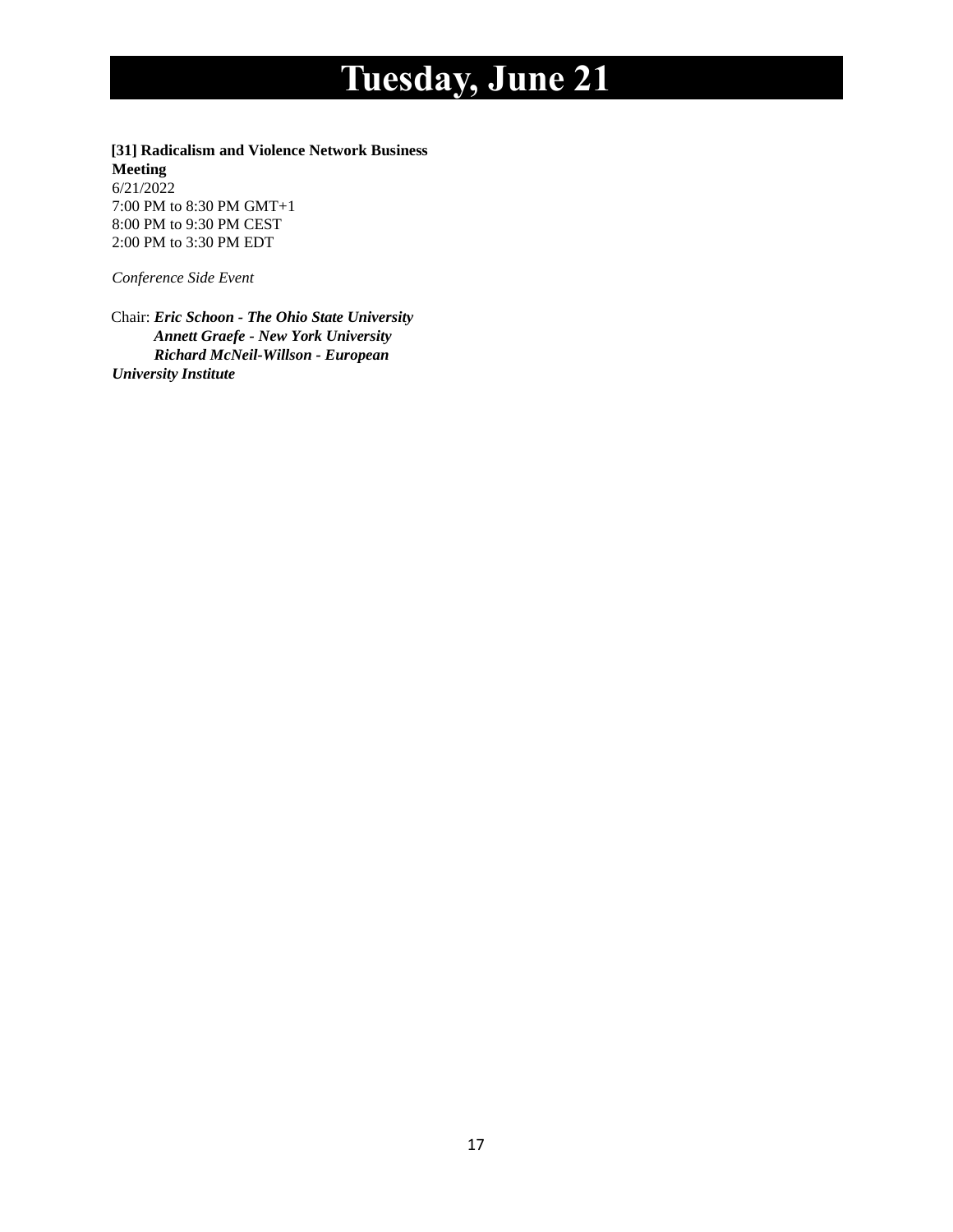# Tuesday, June 21

**[31] Radicalism and Violence Network Business Meeting**
6/21/2022
7:00 PM to 8:30 PM GMT+1
8:00 PM to 9:30 PM CEST
2:00 PM to 3:30 PM EDT

*Conference Side Event*

Chair: ***Eric Schoon - The Ohio State University***
***Annett Graefe - New York University***
***Richard McNeil-Willson - European University Institute***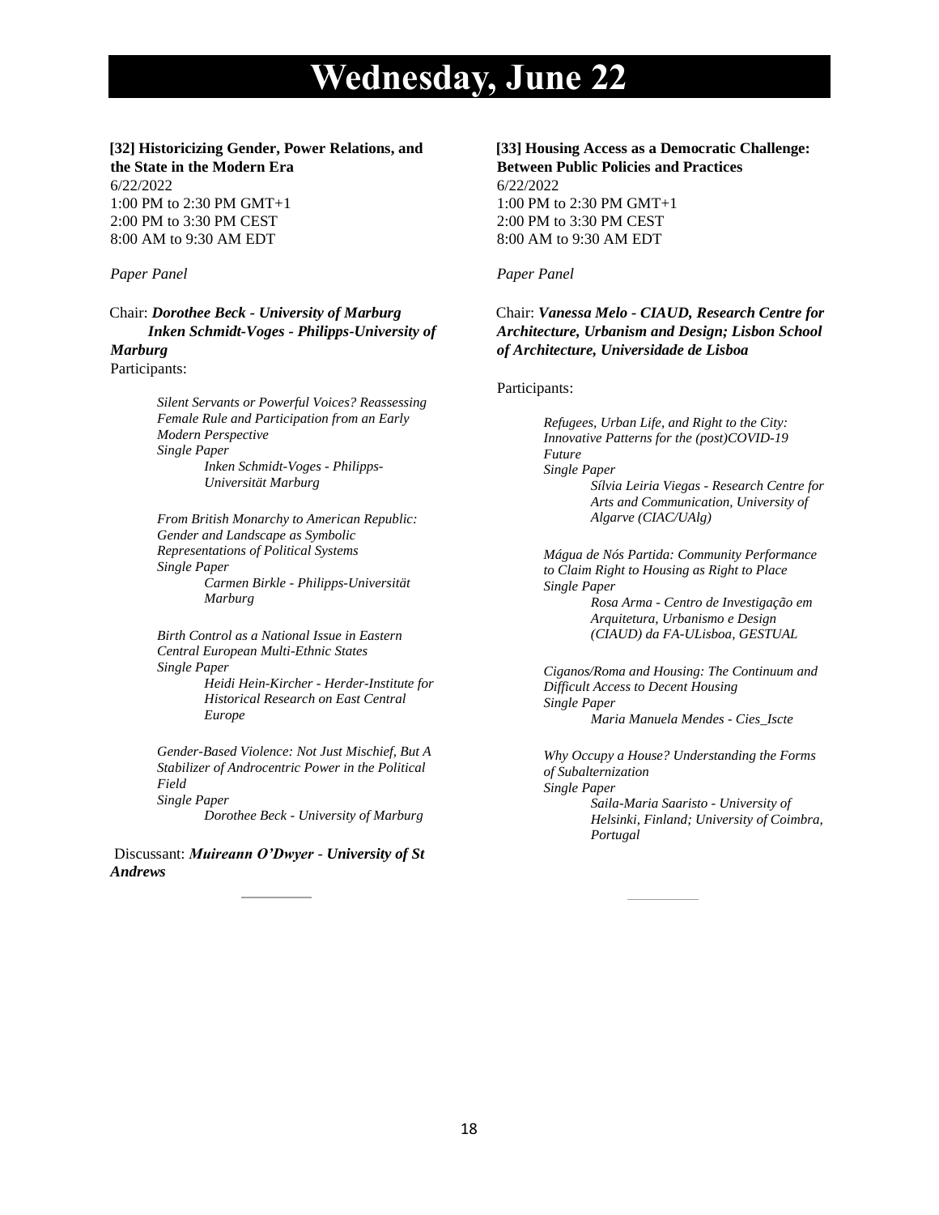# Wednesday, June 22

**[32] Historicizing Gender, Power Relations, and the State in the Modern Era**
6/22/2022
1:00 PM to 2:30 PM GMT+1
2:00 PM to 3:30 PM CEST
8:00 AM to 9:30 AM EDT

*Paper Panel*

Chair: ***Dorothee Beck - University of Marburg***
***Inken Schmidt-Voges - Philipps-University of Marburg***
Participants:

*Silent Servants or Powerful Voices? Reassessing Female Rule and Participation from an Early Modern Perspective*
*Single Paper*
*Inken Schmidt-Voges - Philipps-Universität Marburg*

*From British Monarchy to American Republic: Gender and Landscape as Symbolic Representations of Political Systems*
*Single Paper*
*Carmen Birkle - Philipps-Universität Marburg*

*Birth Control as a National Issue in Eastern Central European Multi-Ethnic States*
*Single Paper*
*Heidi Hein-Kircher - Herder-Institute for Historical Research on East Central Europe*

*Gender-Based Violence: Not Just Mischief, But A Stabilizer of Androcentric Power in the Political Field*
*Single Paper*
*Dorothee Beck - University of Marburg*

Discussant: ***Muireann O'Dwyer - University of St Andrews***

---

**[33] Housing Access as a Democratic Challenge: Between Public Policies and Practices**
6/22/2022
1:00 PM to 2:30 PM GMT+1
2:00 PM to 3:30 PM CEST
8:00 AM to 9:30 AM EDT

*Paper Panel*

Chair: ***Vanessa Melo - CIAUD, Research Centre for Architecture, Urbanism and Design; Lisbon School of Architecture, Universidade de Lisboa***

Participants:

*Refugees, Urban Life, and Right to the City: Innovative Patterns for the (post)COVID-19 Future*
*Single Paper*
*Sílvia Leiria Viegas - Research Centre for Arts and Communication, University of Algarve (CIAC/UAlg)*

*Mágua de Nós Partida: Community Performance to Claim Right to Housing as Right to Place*
*Single Paper*
*Rosa Arma - Centro de Investigação em Arquitetura, Urbanismo e Design (CIAUD) da FA-ULisboa, GESTUAL*

*Ciganos/Roma and Housing: The Continuum and Difficult Access to Decent Housing*
*Single Paper*
*Maria Manuela Mendes - Cies_Iscte*

*Why Occupy a House? Understanding the Forms of Subalternization*
*Single Paper*
*Saila-Maria Saaristo - University of Helsinki, Finland; University of Coimbra, Portugal*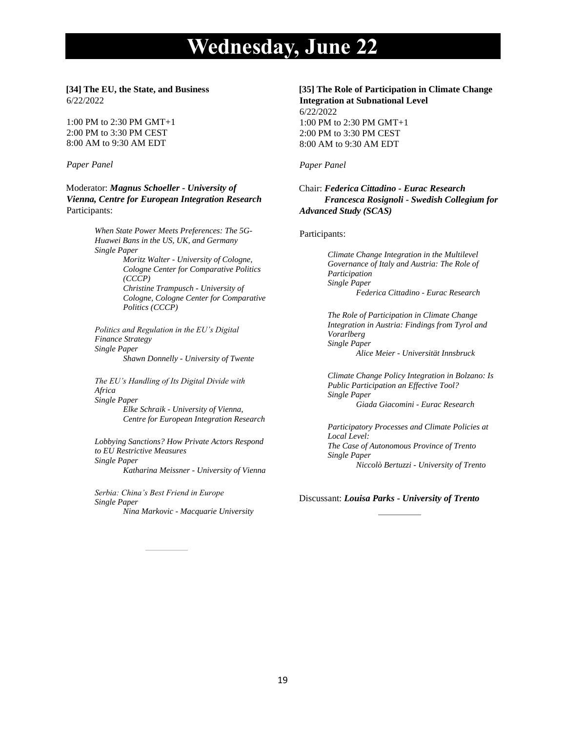# Wednesday, June 22

**[34] The EU, the State, and Business**
6/22/2022

1:00 PM to 2:30 PM GMT+1
2:00 PM to 3:30 PM CEST
8:00 AM to 9:30 AM EDT

*Paper Panel*

Moderator: ***Magnus Schoeller - University of Vienna, Centre for European Integration Research***
Participants:

*When State Power Meets Preferences: The 5G-Huawei Bans in the US, UK, and Germany*
*Single Paper*
*Moritz Walter - University of Cologne, Cologne Center for Comparative Politics (CCCP)*
*Christine Trampusch - University of Cologne, Cologne Center for Comparative Politics (CCCP)*

*Politics and Regulation in the EU's Digital Finance Strategy*
*Single Paper*
*Shawn Donnelly - University of Twente*

*The EU's Handling of Its Digital Divide with Africa*
*Single Paper*
*Elke Schraik - University of Vienna, Centre for European Integration Research*

*Lobbying Sanctions? How Private Actors Respond to EU Restrictive Measures*
*Single Paper*
*Katharina Meissner - University of Vienna*

*Serbia: China's Best Friend in Europe*
*Single Paper*
*Nina Markovic - Macquarie University*

**[35] The Role of Participation in Climate Change Integration at Subnational Level**
6/22/2022
1:00 PM to 2:30 PM GMT+1
2:00 PM to 3:30 PM CEST
8:00 AM to 9:30 AM EDT

*Paper Panel*

Chair: ***Federica Cittadino - Eurac Research***
***Francesca Rosignoli - Swedish Collegium for Advanced Study (SCAS)***

Participants:

*Climate Change Integration in the Multilevel Governance of Italy and Austria: The Role of Participation*
*Single Paper*
*Federica Cittadino - Eurac Research*

*The Role of Participation in Climate Change Integration in Austria: Findings from Tyrol and Vorarlberg*
*Single Paper*
*Alice Meier - Universität Innsbruck*

*Climate Change Policy Integration in Bolzano: Is Public Participation an Effective Tool?*
*Single Paper*
*Giada Giacomini - Eurac Research*

*Participatory Processes and Climate Policies at Local Level:*
*The Case of Autonomous Province of Trento*
*Single Paper*
*Niccolò Bertuzzi - University of Trento*

Discussant: ***Louisa Parks - University of Trento***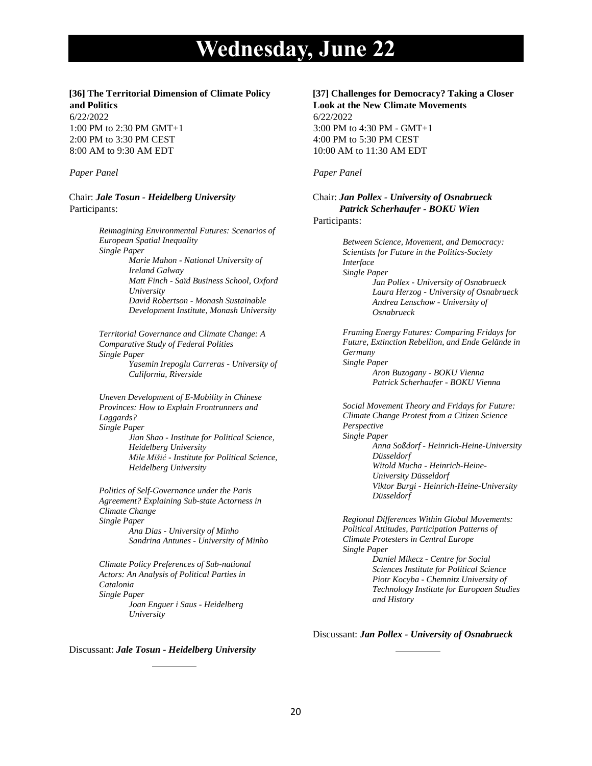# Wednesday, June 22

**[36] The Territorial Dimension of Climate Policy and Politics**
6/22/2022
1:00 PM to 2:30 PM GMT+1
2:00 PM to 3:30 PM CEST
8:00 AM to 9:30 AM EDT

*Paper Panel*

Chair: ***Jale Tosun - Heidelberg University***
Participants:

*Reimagining Environmental Futures: Scenarios of European Spatial Inequality*
*Single Paper*
*Marie Mahon - National University of Ireland Galway*
*Matt Finch - Saïd Business School, Oxford University*
*David Robertson - Monash Sustainable Development Institute, Monash University*

*Territorial Governance and Climate Change: A Comparative Study of Federal Polities*
*Single Paper*
*Yasemin Irepoglu Carreras - University of California, Riverside*

*Uneven Development of E-Mobility in Chinese Provinces: How to Explain Frontrunners and Laggards?*
*Single Paper*
*Jian Shao - Institute for Political Science, Heidelberg University*
*Mile Mišić - Institute for Political Science, Heidelberg University*

*Politics of Self-Governance under the Paris Agreement? Explaining Sub-state Actorness in Climate Change*
*Single Paper*
*Ana Dias - University of Minho*
*Sandrina Antunes - University of Minho*

*Climate Policy Preferences of Sub-national Actors: An Analysis of Political Parties in Catalonia*
*Single Paper*
*Joan Enguer i Saus - Heidelberg University*

Discussant: ***Jale Tosun - Heidelberg University***

---

**[37] Challenges for Democracy? Taking a Closer Look at the New Climate Movements**
6/22/2022
3:00 PM to 4:30 PM - GMT+1
4:00 PM to 5:30 PM CEST
10:00 AM to 11:30 AM EDT

*Paper Panel*

Chair: ***Jan Pollex - University of Osnabrueck***
***Patrick Scherhaufer - BOKU Wien***
Participants:

*Between Science, Movement, and Democracy: Scientists for Future in the Politics-Society Interface*
*Single Paper*
*Jan Pollex - University of Osnabrueck*
*Laura Herzog - University of Osnabrueck*
*Andrea Lenschow - University of Osnabrueck*

*Framing Energy Futures: Comparing Fridays for Future, Extinction Rebellion, and Ende Gelände in Germany*
*Single Paper*
*Aron Buzogany - BOKU Vienna*
*Patrick Scherhaufer - BOKU Vienna*

*Social Movement Theory and Fridays for Future: Climate Change Protest from a Citizen Science Perspective*
*Single Paper*
*Anna Soßdorf - Heinrich-Heine-University Düsseldorf*
*Witold Mucha - Heinrich-Heine-University Düsseldorf*
*Viktor Burgi - Heinrich-Heine-University Düsseldorf*

*Regional Differences Within Global Movements: Political Attitudes, Participation Patterns of Climate Protesters in Central Europe*
*Single Paper*
*Daniel Mikecz - Centre for Social Sciences Institute for Political Science*
*Piotr Kocyba - Chemnitz University of Technology Institute for Europaen Studies and History*

Discussant: ***Jan Pollex - University of Osnabrueck***

---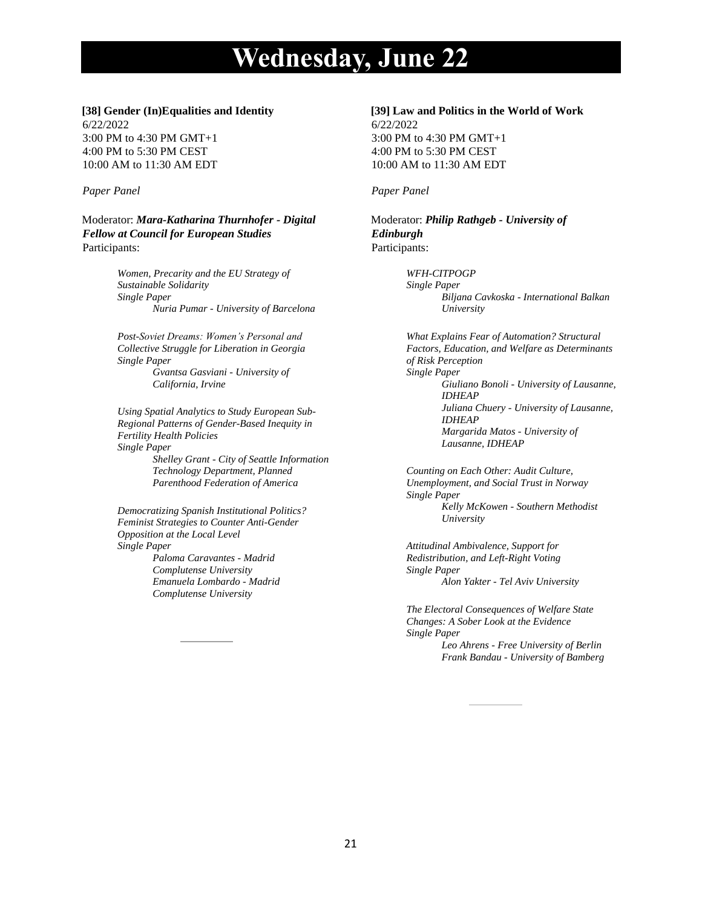# Wednesday, June 22

**[38] Gender (In)Equalities and Identity**
6/22/2022
3:00 PM to 4:30 PM GMT+1
4:00 PM to 5:30 PM CEST
10:00 AM to 11:30 AM EDT

*Paper Panel*

Moderator: ***Mara-Katharina Thurnhofer - Digital Fellow at Council for European Studies***
Participants:

*Women, Precarity and the EU Strategy of Sustainable Solidarity*
*Single Paper*
*Nuria Pumar - University of Barcelona*

*Post-Soviet Dreams: Women's Personal and Collective Struggle for Liberation in Georgia*
*Single Paper*
*Gvantsa Gasviani - University of California, Irvine*

*Using Spatial Analytics to Study European Sub-Regional Patterns of Gender-Based Inequity in Fertility Health Policies*
*Single Paper*
*Shelley Grant - City of Seattle Information Technology Department, Planned Parenthood Federation of America*

*Democratizing Spanish Institutional Politics? Feminist Strategies to Counter Anti-Gender Opposition at the Local Level*
*Single Paper*
*Paloma Caravantes - Madrid Complutense University*
*Emanuela Lombardo - Madrid Complutense University*

---

**[39] Law and Politics in the World of Work**
6/22/2022
3:00 PM to 4:30 PM GMT+1
4:00 PM to 5:30 PM CEST
10:00 AM to 11:30 AM EDT

*Paper Panel*

Moderator: ***Philip Rathgeb - University of Edinburgh***
Participants:

*WFH-CITPOGP*
*Single Paper*
*Biljana Cavkoska - International Balkan University*

*What Explains Fear of Automation? Structural Factors, Education, and Welfare as Determinants of Risk Perception*
*Single Paper*
*Giuliano Bonoli - University of Lausanne, IDHEAP*
*Juliana Chuery - University of Lausanne, IDHEAP*
*Margarida Matos - University of Lausanne, IDHEAP*

*Counting on Each Other: Audit Culture, Unemployment, and Social Trust in Norway*
*Single Paper*
*Kelly McKowen - Southern Methodist University*

*Attitudinal Ambivalence, Support for Redistribution, and Left-Right Voting*
*Single Paper*
*Alon Yakter - Tel Aviv University*

*The Electoral Consequences of Welfare State Changes: A Sober Look at the Evidence*
*Single Paper*
*Leo Ahrens - Free University of Berlin*
*Frank Bandau - University of Bamberg*

---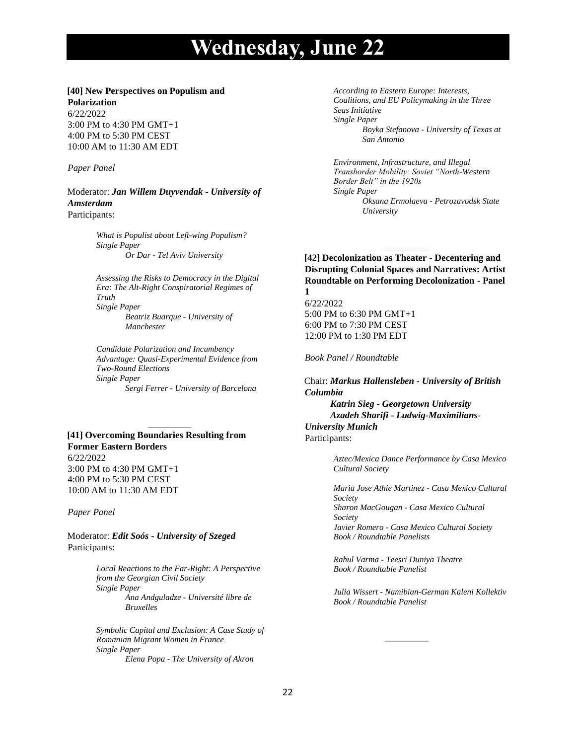# Wednesday, June 22

**[40] New Perspectives on Populism and Polarization**
6/22/2022
3:00 PM to 4:30 PM GMT+1
4:00 PM to 5:30 PM CEST
10:00 AM to 11:30 AM EDT

*Paper Panel*

Moderator: ***Jan Willem Duyvendak - University of Amsterdam***
Participants:

*What is Populist about Left-wing Populism?*
*Single Paper*
*Or Dar - Tel Aviv University*

*Assessing the Risks to Democracy in the Digital Era: The Alt-Right Conspiratorial Regimes of Truth*
*Single Paper*
*Beatriz Buarque - University of Manchester*

*Candidate Polarization and Incumbency Advantage: Quasi-Experimental Evidence from Two-Round Elections*
*Single Paper*
*Sergi Ferrer - University of Barcelona*

---

**[41] Overcoming Boundaries Resulting from Former Eastern Borders**
6/22/2022
3:00 PM to 4:30 PM GMT+1
4:00 PM to 5:30 PM CEST
10:00 AM to 11:30 AM EDT

*Paper Panel*

Moderator: ***Edit Soós - University of Szeged***
Participants:

*Local Reactions to the Far-Right: A Perspective from the Georgian Civil Society*
*Single Paper*
*Ana Andguladze - Université libre de Bruxelles*

*Symbolic Capital and Exclusion: A Case Study of Romanian Migrant Women in France*
*Single Paper*
*Elena Popa - The University of Akron*

*According to Eastern Europe: Interests, Coalitions, and EU Policymaking in the Three Seas Initiative*
*Single Paper*
*Boyka Stefanova - University of Texas at San Antonio*

*Environment, Infrastructure, and Illegal Transborder Mobility: Soviet "North-Western Border Belt" in the 1920s*
*Single Paper*
*Oksana Ermolaeva - Petrozavodsk State University*

---

**[42] Decolonization as Theater - Decentering and Disrupting Colonial Spaces and Narratives: Artist Roundtable on Performing Decolonization - Panel 1**
6/22/2022
5:00 PM to 6:30 PM GMT+1
6:00 PM to 7:30 PM CEST
12:00 PM to 1:30 PM EDT

*Book Panel / Roundtable*

Chair: ***Markus Hallensleben - University of British Columbia***
***Katrin Sieg - Georgetown University***
***Azadeh Sharifi - Ludwig-Maximilians-University Munich***
Participants:

*Aztec/Mexica Dance Performance by Casa Mexico Cultural Society*

*Maria Jose Athie Martinez - Casa Mexico Cultural Society*
*Sharon MacGougan - Casa Mexico Cultural Society*
*Javier Romero - Casa Mexico Cultural Society*
*Book / Roundtable Panelists*

*Rahul Varma - Teesri Duniya Theatre*
*Book / Roundtable Panelist*

*Julia Wissert - Namibian-German Kaleni Kollektiv*
*Book / Roundtable Panelist*

---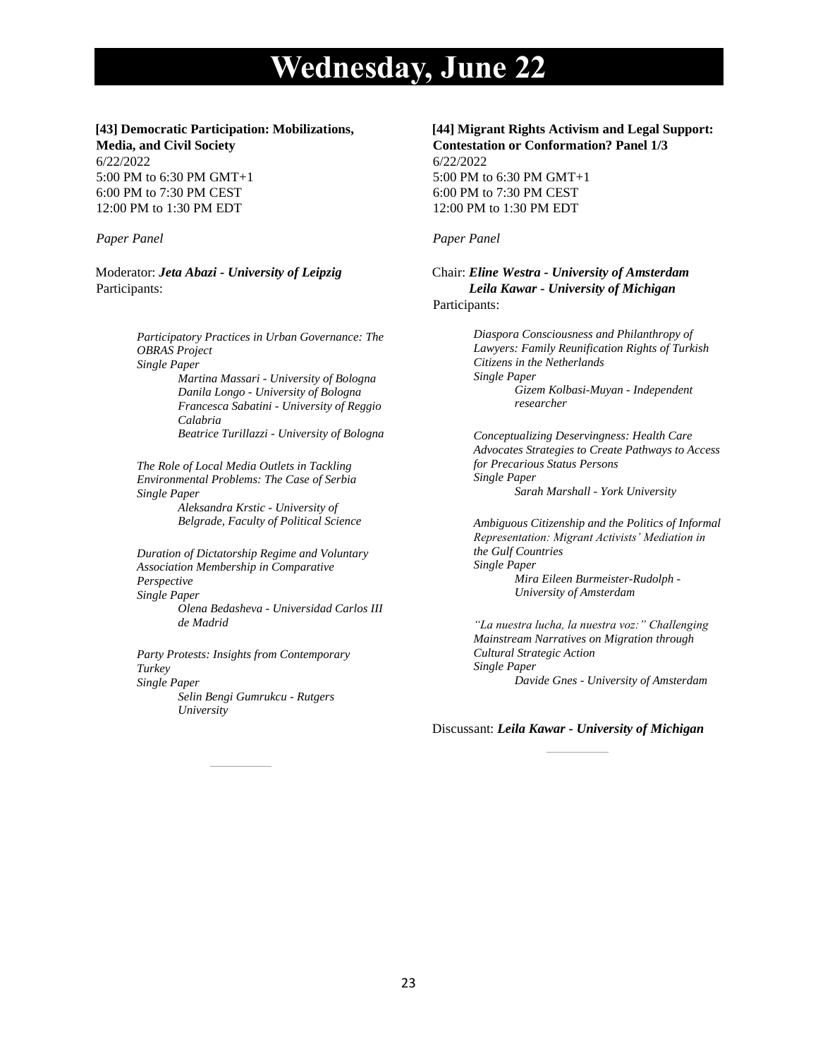# Wednesday, June 22

## [43] Democratic Participation: Mobilizations, Media, and Civil Society

6/22/2022
5:00 PM to 6:30 PM GMT+1
6:00 PM to 7:30 PM CEST
12:00 PM to 1:30 PM EDT

*Paper Panel*

Moderator: ***Jeta Abazi - University of Leipzig***
Participants:

*Participatory Practices in Urban Governance: The OBRAS Project*
*Single Paper*
*Martina Massari - University of Bologna*
*Danila Longo - University of Bologna*
*Francesca Sabatini - University of Reggio Calabria*
*Beatrice Turillazzi - University of Bologna*

*The Role of Local Media Outlets in Tackling Environmental Problems: The Case of Serbia*
*Single Paper*
*Aleksandra Krstic - University of Belgrade, Faculty of Political Science*

*Duration of Dictatorship Regime and Voluntary Association Membership in Comparative Perspective*
*Single Paper*
*Olena Bedasheva - Universidad Carlos III de Madrid*

*Party Protests: Insights from Contemporary Turkey*
*Single Paper*
*Selin Bengi Gumrukcu - Rutgers University*

## [44] Migrant Rights Activism and Legal Support: Contestation or Conformation? Panel 1/3

6/22/2022
5:00 PM to 6:30 PM GMT+1
6:00 PM to 7:30 PM CEST
12:00 PM to 1:30 PM EDT

*Paper Panel*

Chair: ***Eline Westra - University of Amsterdam***
***Leila Kawar - University of Michigan***
Participants:

*Diaspora Consciousness and Philanthropy of Lawyers: Family Reunification Rights of Turkish Citizens in the Netherlands*
*Single Paper*
*Gizem Kolbasi-Muyan - Independent researcher*

*Conceptualizing Deservingness: Health Care Advocates Strategies to Create Pathways to Access for Precarious Status Persons*
*Single Paper*
*Sarah Marshall - York University*

*Ambiguous Citizenship and the Politics of Informal Representation: Migrant Activists' Mediation in the Gulf Countries*
*Single Paper*
*Mira Eileen Burmeister-Rudolph - University of Amsterdam*

*"La nuestra lucha, la nuestra voz:" Challenging Mainstream Narratives on Migration through Cultural Strategic Action*
*Single Paper*
*Davide Gnes - University of Amsterdam*

Discussant: ***Leila Kawar - University of Michigan***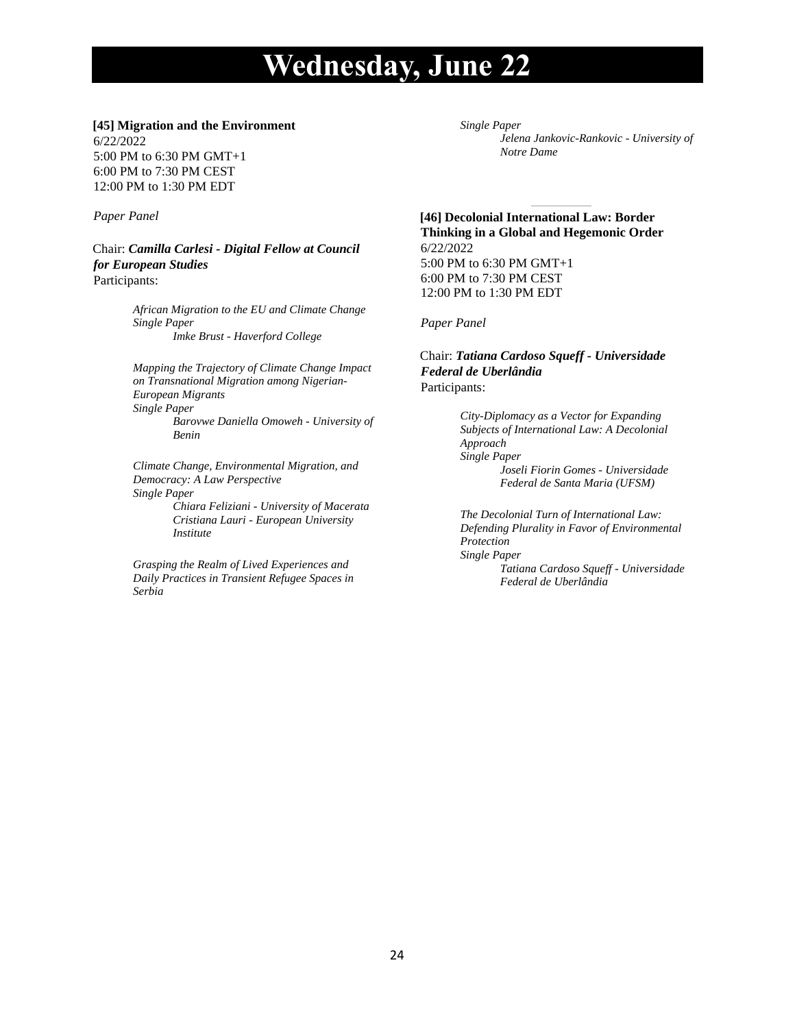# Wednesday, June 22

**[45] Migration and the Environment**
6/22/2022
5:00 PM to 6:30 PM GMT+1
6:00 PM to 7:30 PM CEST
12:00 PM to 1:30 PM EDT

*Paper Panel*

Chair: ***Camilla Carlesi - Digital Fellow at Council for European Studies***
Participants:

*African Migration to the EU and Climate Change*
*Single Paper*
*Imke Brust - Haverford College*

*Mapping the Trajectory of Climate Change Impact on Transnational Migration among Nigerian-European Migrants*
*Single Paper*
*Barovwe Daniella Omoweh - University of Benin*

*Climate Change, Environmental Migration, and Democracy: A Law Perspective*
*Single Paper*
*Chiara Feliziani - University of Macerata*
*Cristiana Lauri - European University Institute*

*Grasping the Realm of Lived Experiences and Daily Practices in Transient Refugee Spaces in Serbia*
*Single Paper*
*Jelena Jankovic-Rankovic - University of Notre Dame*

---

**[46] Decolonial International Law: Border Thinking in a Global and Hegemonic Order**
6/22/2022
5:00 PM to 6:30 PM GMT+1
6:00 PM to 7:30 PM CEST
12:00 PM to 1:30 PM EDT

*Paper Panel*

Chair: ***Tatiana Cardoso Squeff - Universidade Federal de Uberlândia***
Participants:

*City-Diplomacy as a Vector for Expanding Subjects of International Law: A Decolonial Approach*
*Single Paper*
*Joseli Fiorin Gomes - Universidade Federal de Santa Maria (UFSM)*

*The Decolonial Turn of International Law: Defending Plurality in Favor of Environmental Protection*
*Single Paper*
*Tatiana Cardoso Squeff - Universidade Federal de Uberlândia*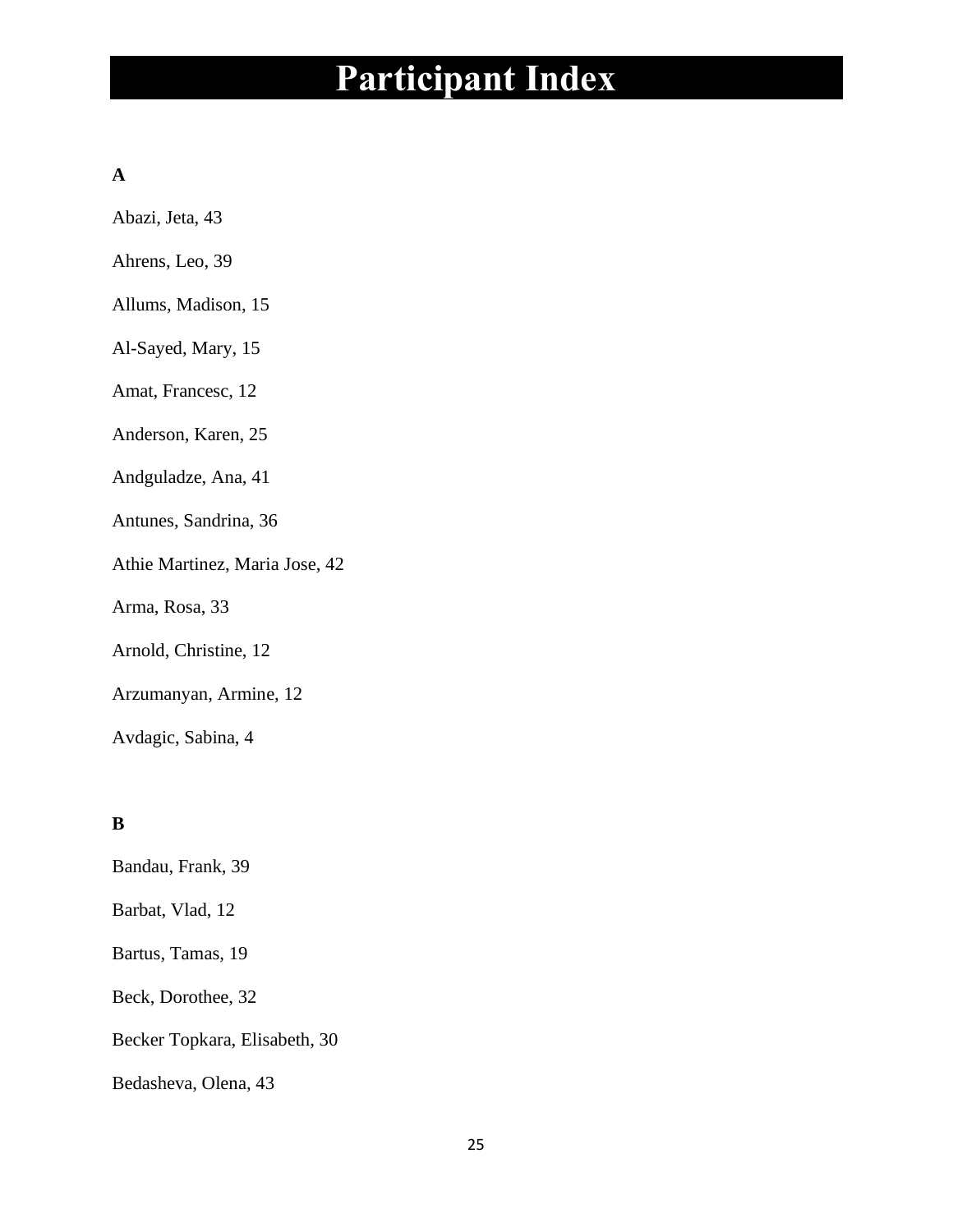# Participant Index

**A**

Abazi, Jeta, 43

Ahrens, Leo, 39

Allums, Madison, 15

Al-Sayed, Mary, 15

Amat, Francesc, 12

Anderson, Karen, 25

Andguladze, Ana, 41

Antunes, Sandrina, 36

Athie Martinez, Maria Jose, 42

Arma, Rosa, 33

Arnold, Christine, 12

Arzumanyan, Armine, 12

Avdagic, Sabina, 4

**B**

Bandau, Frank, 39

Barbat, Vlad, 12

Bartus, Tamas, 19

Beck, Dorothee, 32

Becker Topkara, Elisabeth, 30

Bedasheva, Olena, 43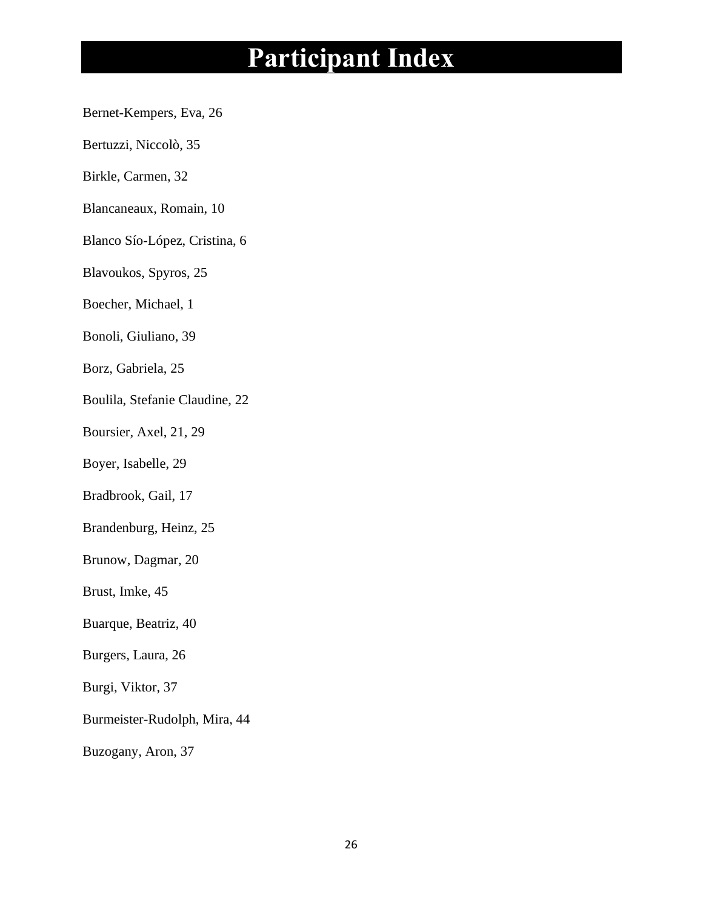# Participant Index

Bernet-Kempers, Eva, 26

Bertuzzi, Niccolò, 35

Birkle, Carmen, 32

Blancaneaux, Romain, 10

Blanco Sío-López, Cristina, 6

Blavoukos, Spyros, 25

Boecher, Michael, 1

Bonoli, Giuliano, 39

Borz, Gabriela, 25

Boulila, Stefanie Claudine, 22

Boursier, Axel, 21, 29

Boyer, Isabelle, 29

Bradbrook, Gail, 17

Brandenburg, Heinz, 25

Brunow, Dagmar, 20

Brust, Imke, 45

Buarque, Beatriz, 40

Burgers, Laura, 26

Burgi, Viktor, 37

Burmeister-Rudolph, Mira, 44

Buzogany, Aron, 37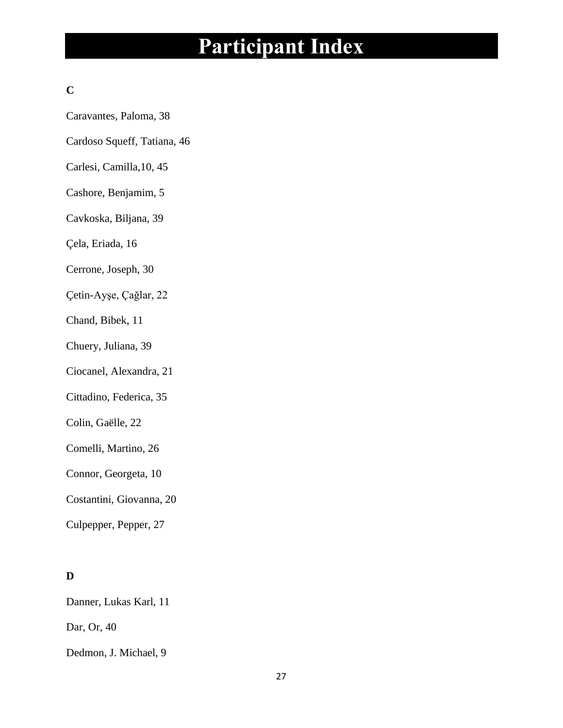# Participant Index

**C**

Caravantes, Paloma, 38

Cardoso Squeff, Tatiana, 46

Carlesi, Camilla,10, 45

Cashore, Benjamim, 5

Cavkoska, Biljana, 39

Çela, Eriada, 16

Cerrone, Joseph, 30

Çetin-Ayşe, Çağlar, 22

Chand, Bibek, 11

Chuery, Juliana, 39

Ciocanel, Alexandra, 21

Cittadino, Federica, 35

Colin, Gaëlle, 22

Comelli, Martino, 26

Connor, Georgeta, 10

Costantini, Giovanna, 20

Culpepper, Pepper, 27

**D**

Danner, Lukas Karl, 11

Dar, Or, 40

Dedmon, J. Michael, 9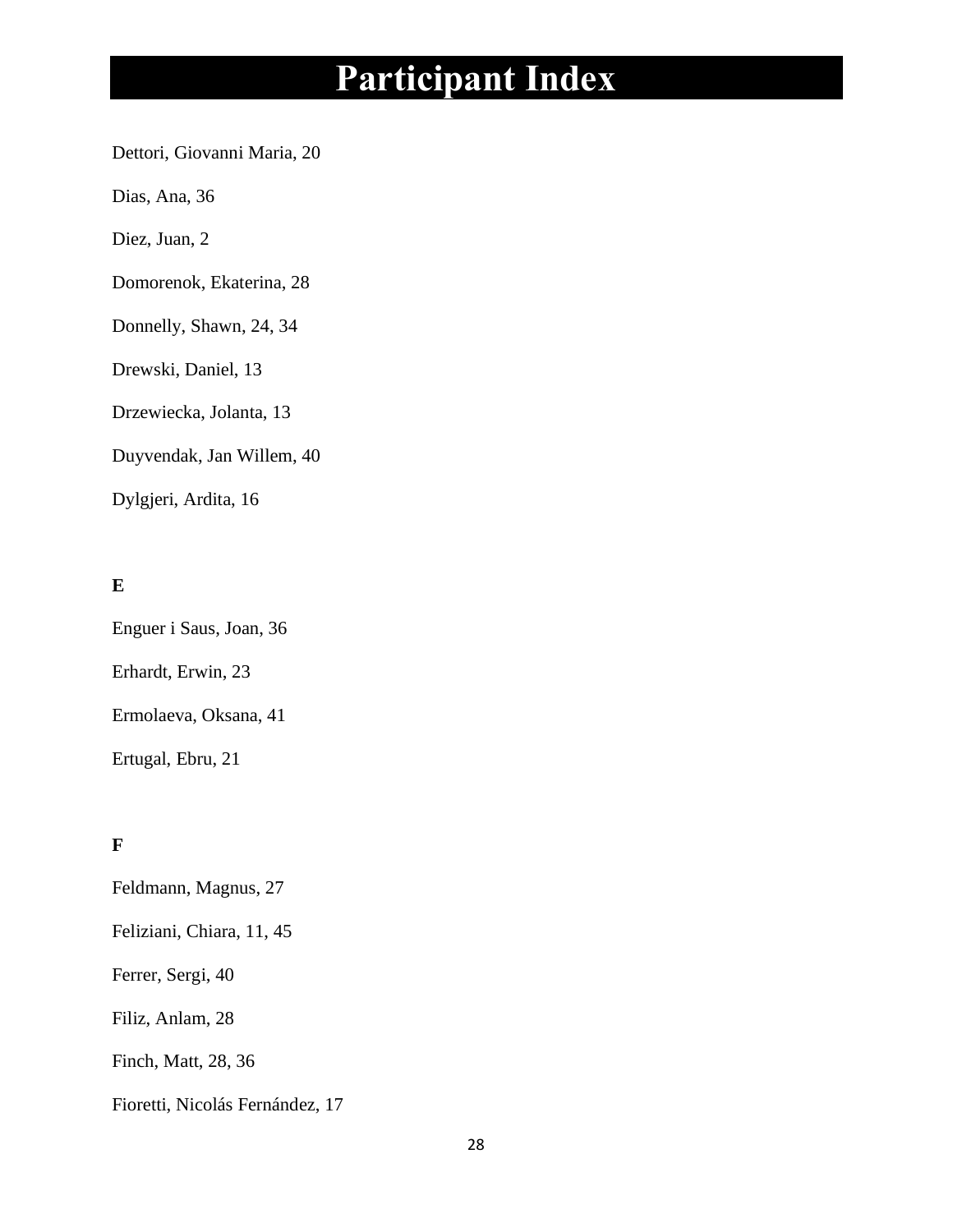# Participant Index

Dettori, Giovanni Maria, 20

Dias, Ana, 36

Diez, Juan, 2

Domorenok, Ekaterina, 28

Donnelly, Shawn, 24, 34

Drewski, Daniel, 13

Drzewiecka, Jolanta, 13

Duyvendak, Jan Willem, 40

Dylgjeri, Ardita, 16

**E**

Enguer i Saus, Joan, 36

Erhardt, Erwin, 23

Ermolaeva, Oksana, 41

Ertugal, Ebru, 21

**F**

Feldmann, Magnus, 27

Feliziani, Chiara, 11, 45

Ferrer, Sergi, 40

Filiz, Anlam, 28

Finch, Matt, 28, 36

Fioretti, Nicolás Fernández, 17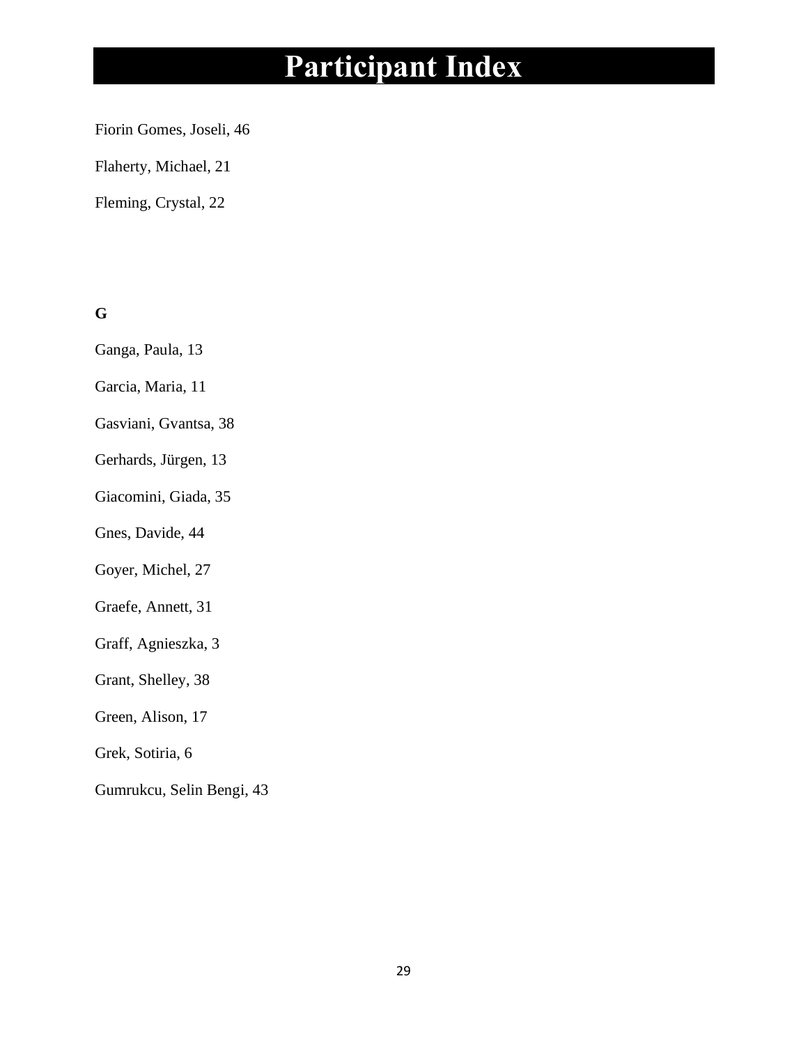# Participant Index

Fiorin Gomes, Joseli, 46

Flaherty, Michael, 21

Fleming, Crystal, 22

**G**

Ganga, Paula, 13

Garcia, Maria, 11

Gasviani, Gvantsa, 38

Gerhards, Jürgen, 13

Giacomini, Giada, 35

Gnes, Davide, 44

Goyer, Michel, 27

Graefe, Annett, 31

Graff, Agnieszka, 3

Grant, Shelley, 38

Green, Alison, 17

Grek, Sotiria, 6

Gumrukcu, Selin Bengi, 43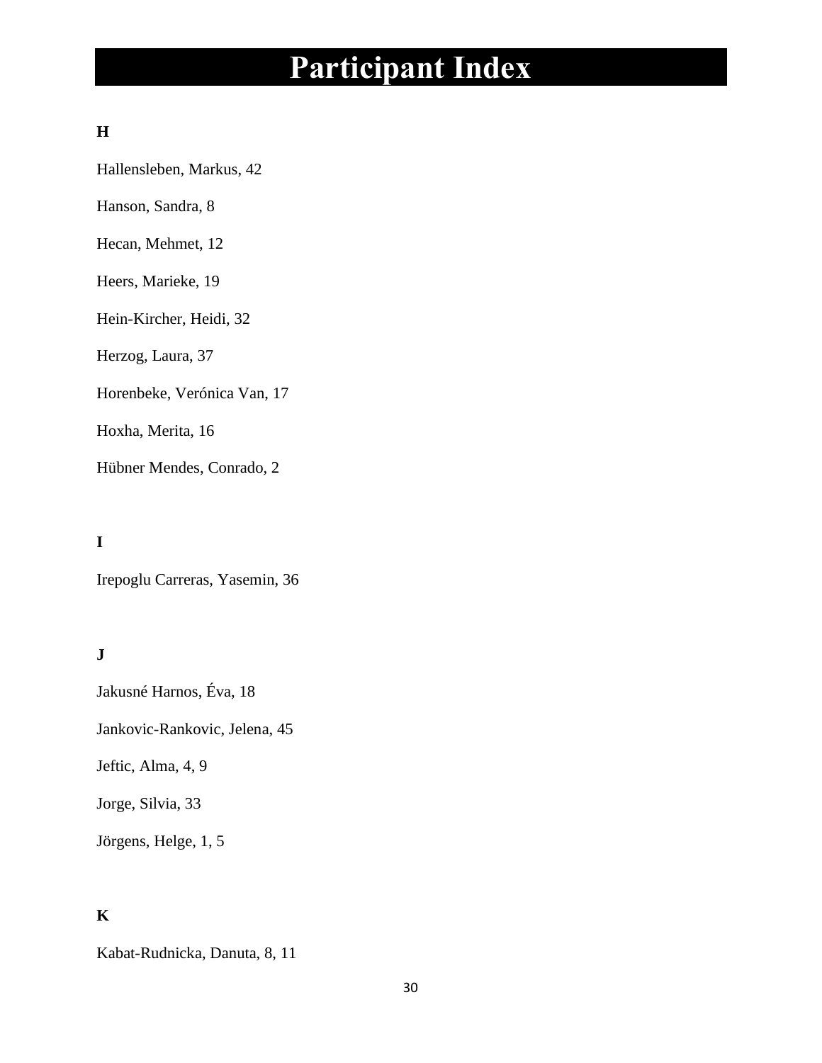# Participant Index

**H**

Hallensleben, Markus, 42

Hanson, Sandra, 8

Hecan, Mehmet, 12

Heers, Marieke, 19

Hein-Kircher, Heidi, 32

Herzog, Laura, 37

Horenbeke, Verónica Van, 17

Hoxha, Merita, 16

Hübner Mendes, Conrado, 2

**I**

Irepoglu Carreras, Yasemin, 36

**J**

Jakusné Harnos, Éva, 18

Jankovic-Rankovic, Jelena, 45

Jeftic, Alma, 4, 9

Jorge, Silvia, 33

Jörgens, Helge, 1, 5

**K**

Kabat-Rudnicka, Danuta, 8, 11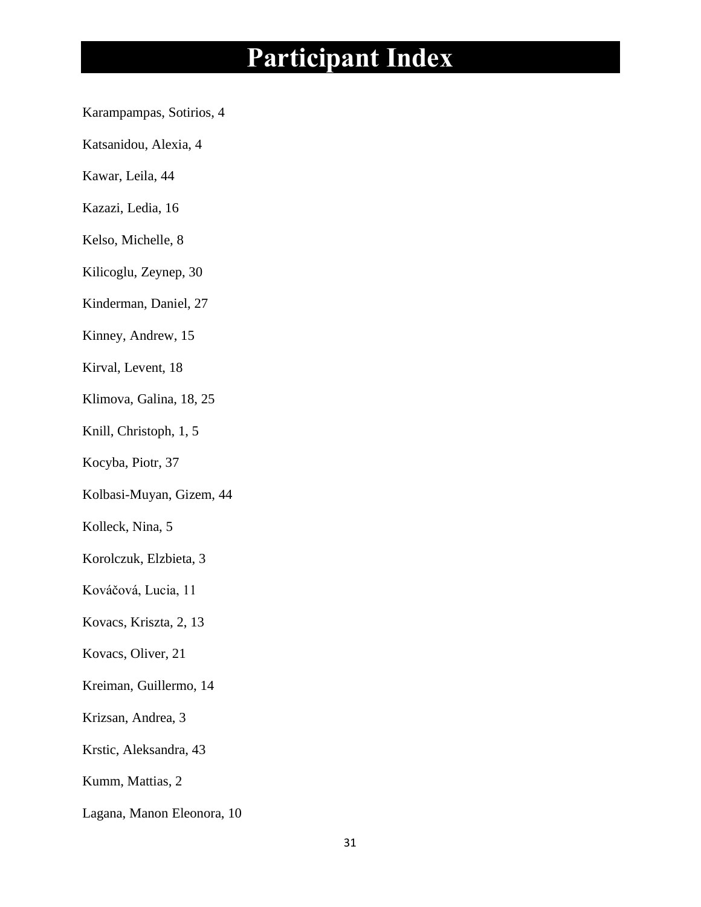# Participant Index

Karampampas, Sotirios, 4

Katsanidou, Alexia, 4

Kawar, Leila, 44

Kazazi, Ledia, 16

Kelso, Michelle, 8

Kilicoglu, Zeynep, 30

Kinderman, Daniel, 27

Kinney, Andrew, 15

Kirval, Levent, 18

Klimova, Galina, 18, 25

Knill, Christoph, 1, 5

Kocyba, Piotr, 37

Kolbasi-Muyan, Gizem, 44

Kolleck, Nina, 5

Korolczuk, Elzbieta, 3

Kováčová, Lucia, 11

Kovacs, Kriszta, 2, 13

Kovacs, Oliver, 21

Kreiman, Guillermo, 14

Krizsan, Andrea, 3

Krstic, Aleksandra, 43

Kumm, Mattias, 2

Lagana, Manon Eleonora, 10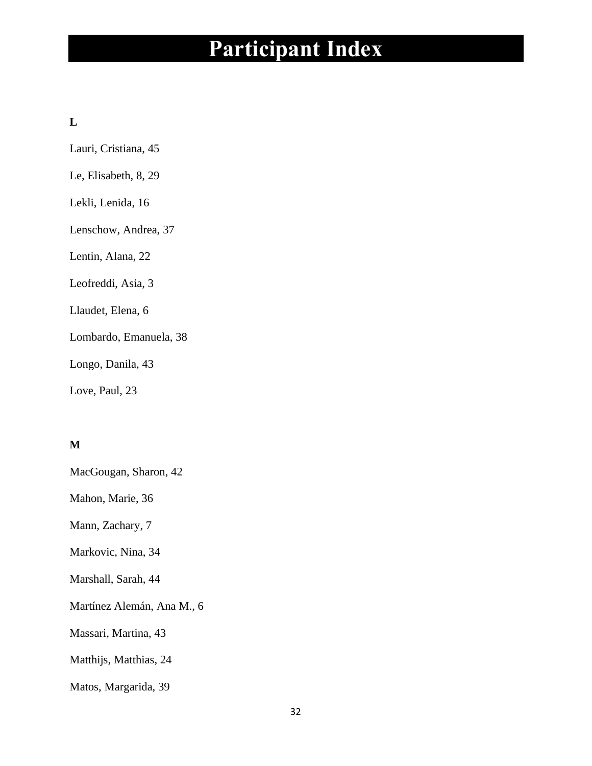# Participant Index

**L**

Lauri, Cristiana, 45

Le, Elisabeth, 8, 29

Lekli, Lenida, 16

Lenschow, Andrea, 37

Lentin, Alana, 22

Leofreddi, Asia, 3

Llaudet, Elena, 6

Lombardo, Emanuela, 38

Longo, Danila, 43

Love, Paul, 23

**M**

MacGougan, Sharon, 42

Mahon, Marie, 36

Mann, Zachary, 7

Markovic, Nina, 34

Marshall, Sarah, 44

Martínez Alemán, Ana M., 6

Massari, Martina, 43

Matthijs, Matthias, 24

Matos, Margarida, 39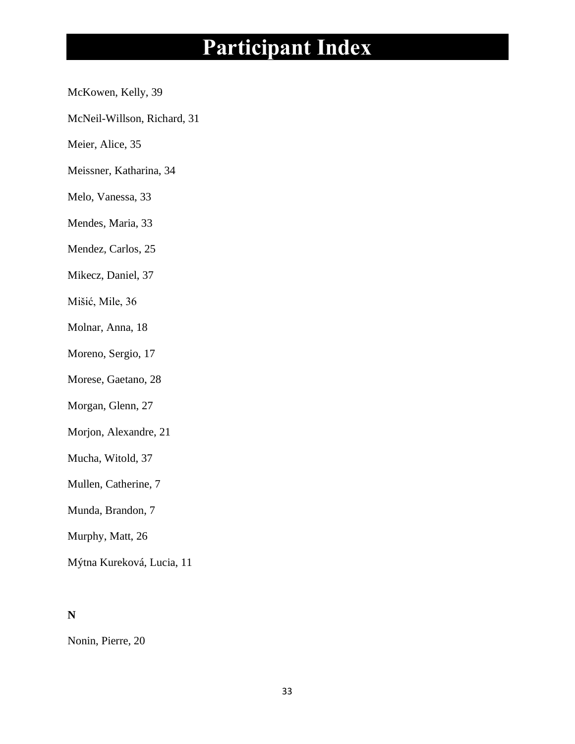# Participant Index

McKowen, Kelly, 39

McNeil-Willson, Richard, 31

Meier, Alice, 35

Meissner, Katharina, 34

Melo, Vanessa, 33

Mendes, Maria, 33

Mendez, Carlos, 25

Mikecz, Daniel, 37

Mišić, Mile, 36

Molnar, Anna, 18

Moreno, Sergio, 17

Morese, Gaetano, 28

Morgan, Glenn, 27

Morjon, Alexandre, 21

Mucha, Witold, 37

Mullen, Catherine, 7

Munda, Brandon, 7

Murphy, Matt, 26

Mýtna Kureková, Lucia, 11

**N**

Nonin, Pierre, 20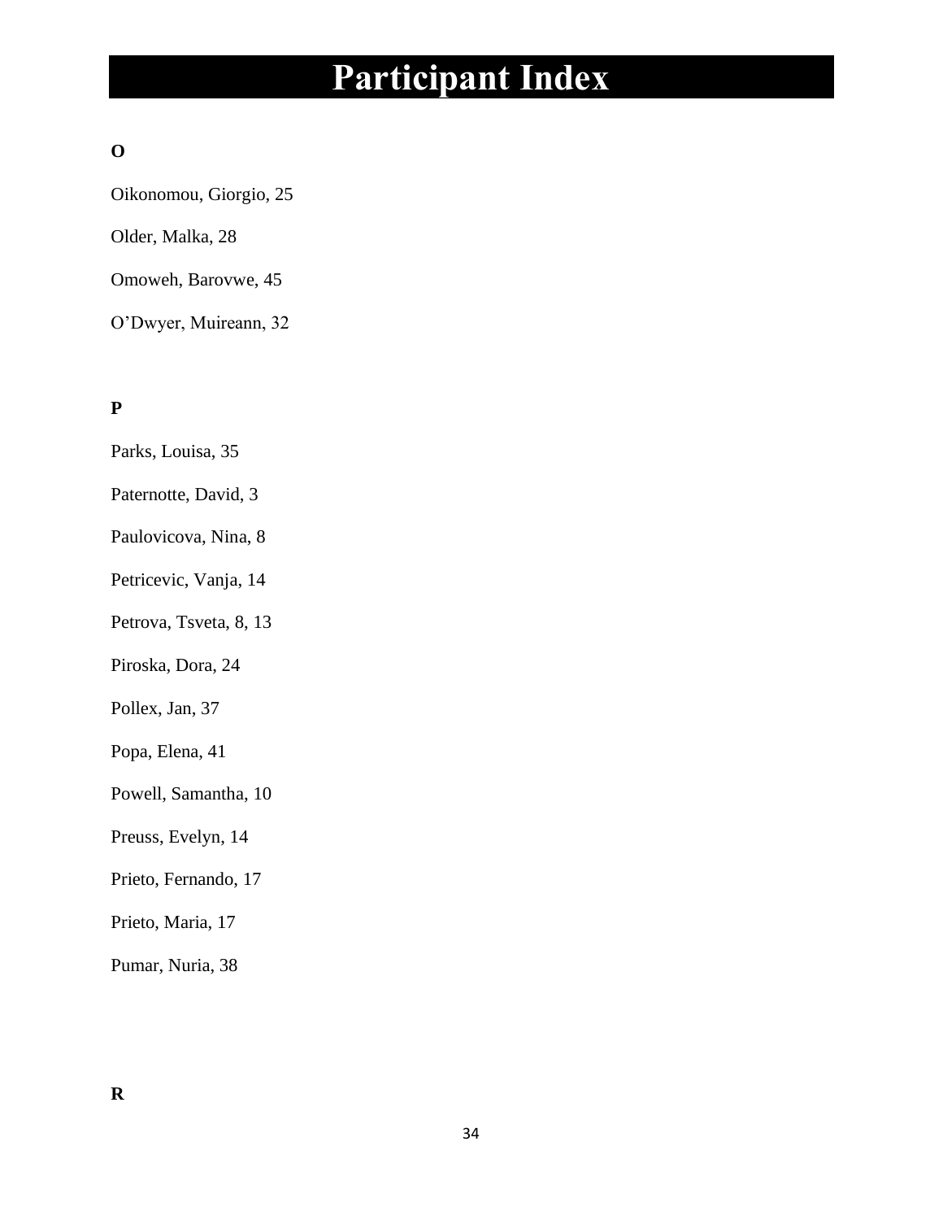# Participant Index

**O**

Oikonomou, Giorgio, 25

Older, Malka, 28

Omoweh, Barovwe, 45

O'Dwyer, Muireann, 32

**P**

Parks, Louisa, 35

Paternotte, David, 3

Paulovicova, Nina, 8

Petricevic, Vanja, 14

Petrova, Tsveta, 8, 13

Piroska, Dora, 24

Pollex, Jan, 37

Popa, Elena, 41

Powell, Samantha, 10

Preuss, Evelyn, 14

Prieto, Fernando, 17

Prieto, Maria, 17

Pumar, Nuria, 38

**R**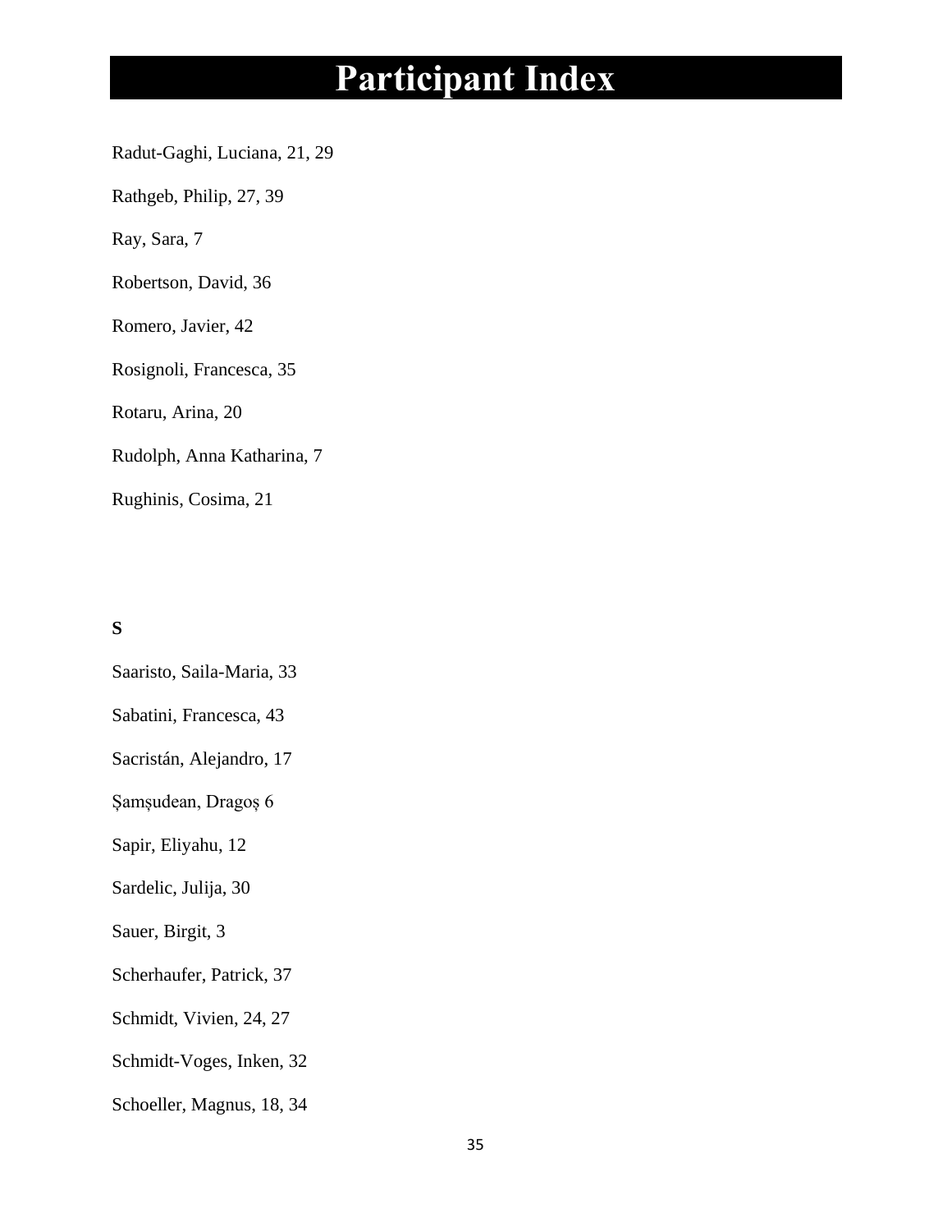# Participant Index

Radut-Gaghi, Luciana, 21, 29

Rathgeb, Philip, 27, 39

Ray, Sara, 7

Robertson, David, 36

Romero, Javier, 42

Rosignoli, Francesca, 35

Rotaru, Arina, 20

Rudolph, Anna Katharina, 7

Rughinis, Cosima, 21

**S**

Saaristo, Saila-Maria, 33

Sabatini, Francesca, 43

Sacristán, Alejandro, 17

Șamșudean, Dragoș 6

Sapir, Eliyahu, 12

Sardelic, Julija, 30

Sauer, Birgit, 3

Scherhaufer, Patrick, 37

Schmidt, Vivien, 24, 27

Schmidt-Voges, Inken, 32

Schoeller, Magnus, 18, 34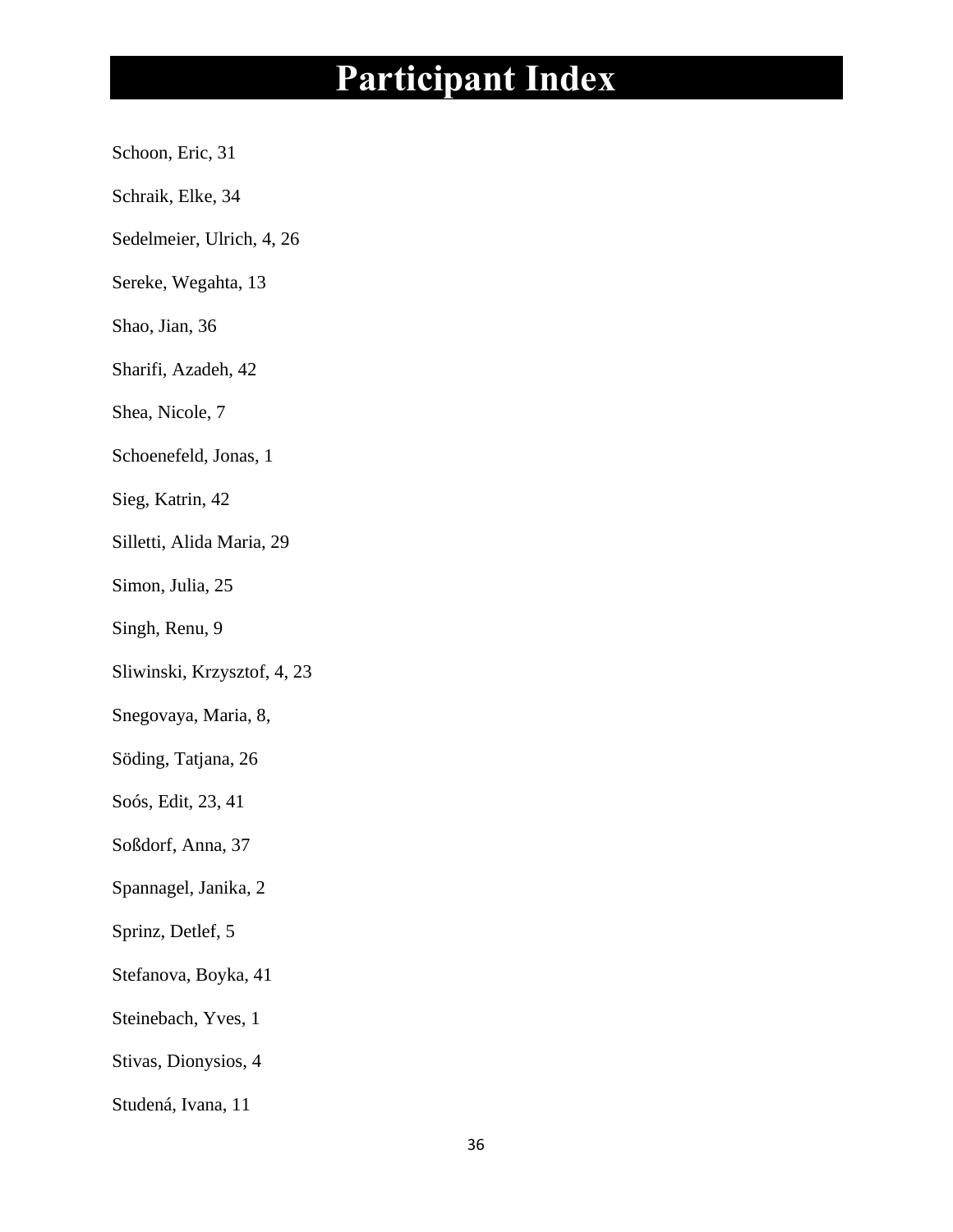# Participant Index

Schoon, Eric, 31

Schraik, Elke, 34

Sedelmeier, Ulrich, 4, 26

Sereke, Wegahta, 13

Shao, Jian, 36

Sharifi, Azadeh, 42

Shea, Nicole, 7

Schoenefeld, Jonas, 1

Sieg, Katrin, 42

Silletti, Alida Maria, 29

Simon, Julia, 25

Singh, Renu, 9

Sliwinski, Krzysztof, 4, 23

Snegovaya, Maria, 8,

Söding, Tatjana, 26

Soós, Edit, 23, 41

Soßdorf, Anna, 37

Spannagel, Janika, 2

Sprinz, Detlef, 5

Stefanova, Boyka, 41

Steinebach, Yves, 1

Stivas, Dionysios, 4

Studená, Ivana, 11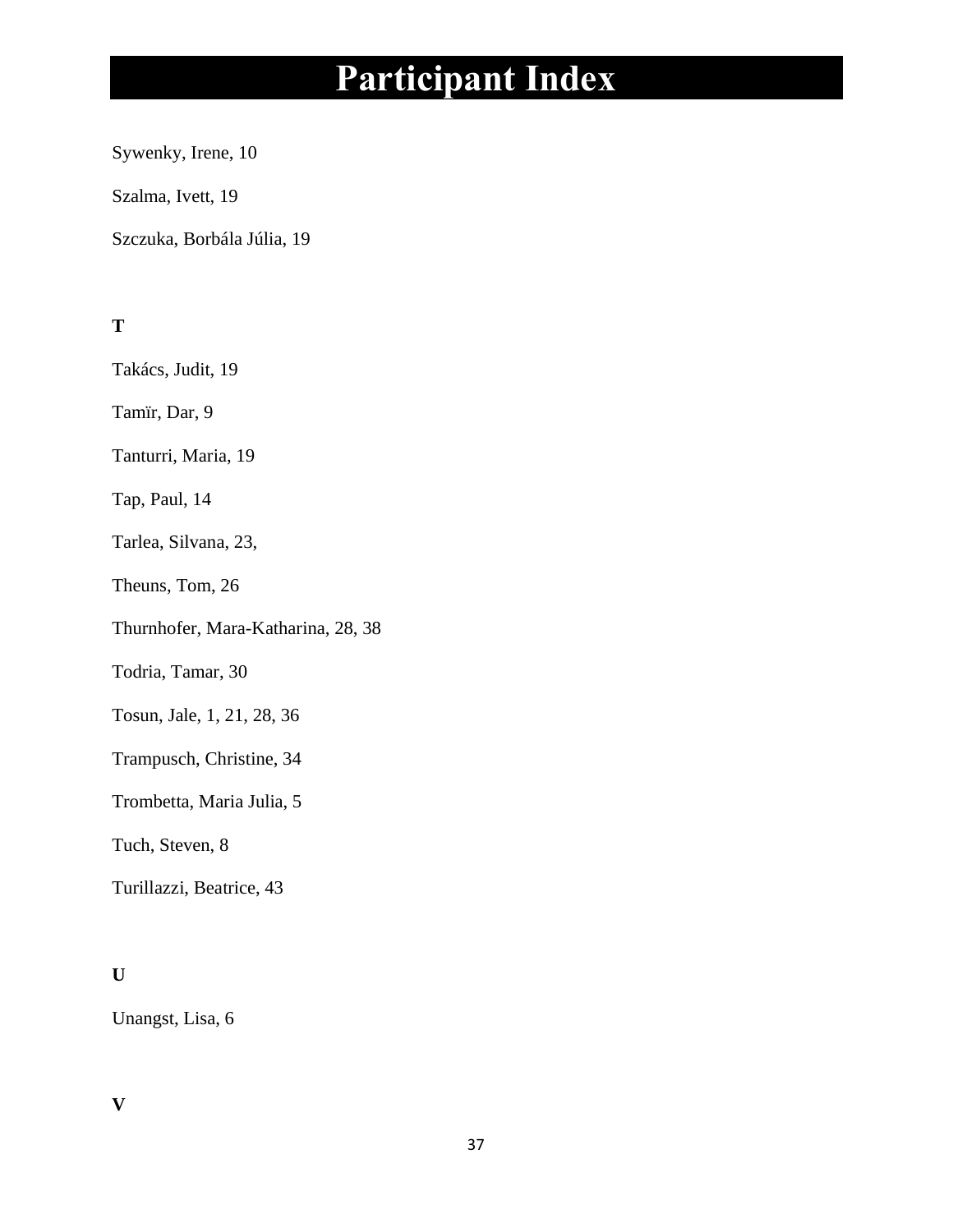# Participant Index

Sywenky, Irene, 10

Szalma, Ivett, 19

Szczuka, Borbála Júlia, 19

**T**

Takács, Judit, 19

Tamïr, Dar, 9

Tanturri, Maria, 19

Tap, Paul, 14

Tarlea, Silvana, 23,

Theuns, Tom, 26

Thurnhofer, Mara-Katharina, 28, 38

Todria, Tamar, 30

Tosun, Jale, 1, 21, 28, 36

Trampusch, Christine, 34

Trombetta, Maria Julia, 5

Tuch, Steven, 8

Turillazzi, Beatrice, 43

**U**

Unangst, Lisa, 6

**V**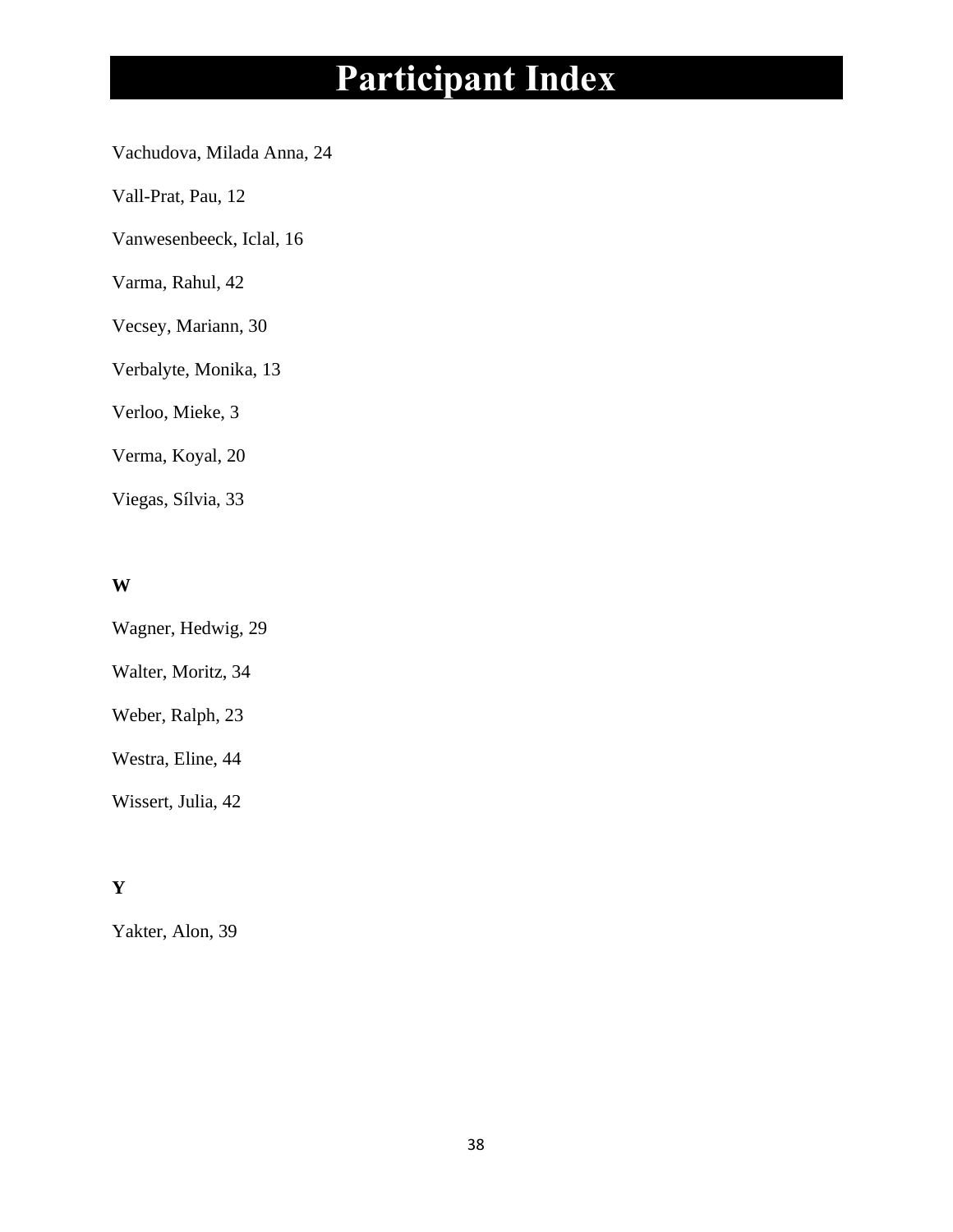# Participant Index

Vachudova, Milada Anna, 24

Vall-Prat, Pau, 12

Vanwesenbeeck, Iclal, 16

Varma, Rahul, 42

Vecsey, Mariann, 30

Verbalyte, Monika, 13

Verloo, Mieke, 3

Verma, Koyal, 20

Viegas, Sílvia, 33

**W**

Wagner, Hedwig, 29

Walter, Moritz, 34

Weber, Ralph, 23

Westra, Eline, 44

Wissert, Julia, 42

**Y**

Yakter, Alon, 39